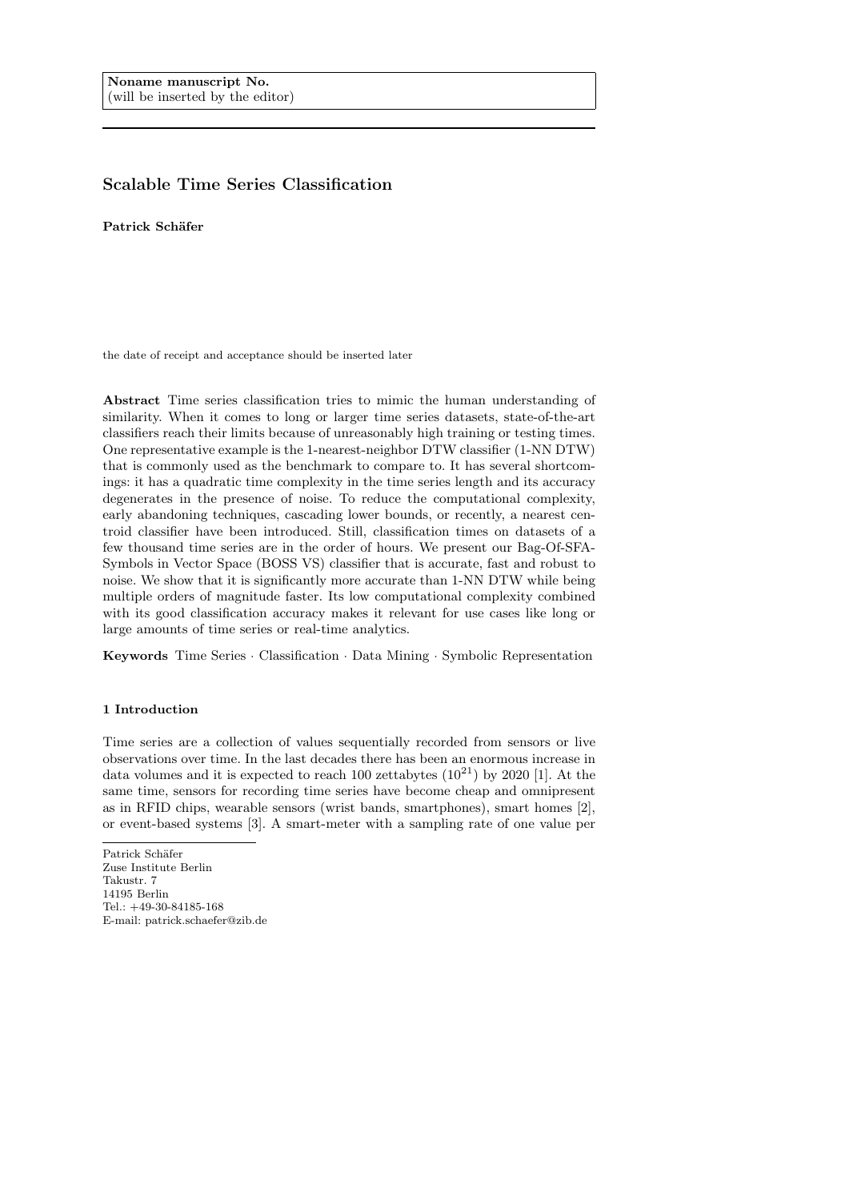**Noname manuscript No.**
(will be inserted by the editor)

# Scalable Time Series Classification

**Patrick Schäfer**

the date of receipt and acceptance should be inserted later

**Abstract** Time series classification tries to mimic the human understanding of similarity. When it comes to long or larger time series datasets, state-of-the-art classifiers reach their limits because of unreasonably high training or testing times. One representative example is the 1-nearest-neighbor DTW classifier (1-NN DTW) that is commonly used as the benchmark to compare to. It has several shortcomings: it has a quadratic time complexity in the time series length and its accuracy degenerates in the presence of noise. To reduce the computational complexity, early abandoning techniques, cascading lower bounds, or recently, a nearest centroid classifier have been introduced. Still, classification times on datasets of a few thousand time series are in the order of hours. We present our Bag-Of-SFA-Symbols in Vector Space (BOSS VS) classifier that is accurate, fast and robust to noise. We show that it is significantly more accurate than 1-NN DTW while being multiple orders of magnitude faster. Its low computational complexity combined with its good classification accuracy makes it relevant for use cases like long or large amounts of time series or real-time analytics.

**Keywords** Time Series · Classification · Data Mining · Symbolic Representation

## 1 Introduction

Time series are a collection of values sequentially recorded from sensors or live observations over time. In the last decades there has been an enormous increase in data volumes and it is expected to reach 100 zettabytes ($10^{21}$) by 2020 [1]. At the same time, sensors for recording time series have become cheap and omnipresent as in RFID chips, wearable sensors (wrist bands, smartphones), smart homes [2], or event-based systems [3]. A smart-meter with a sampling rate of one value per

Patrick Schäfer
Zuse Institute Berlin
Takustr. 7
14195 Berlin
Tel.: +49-30-84185-168
E-mail: patrick.schaefer@zib.de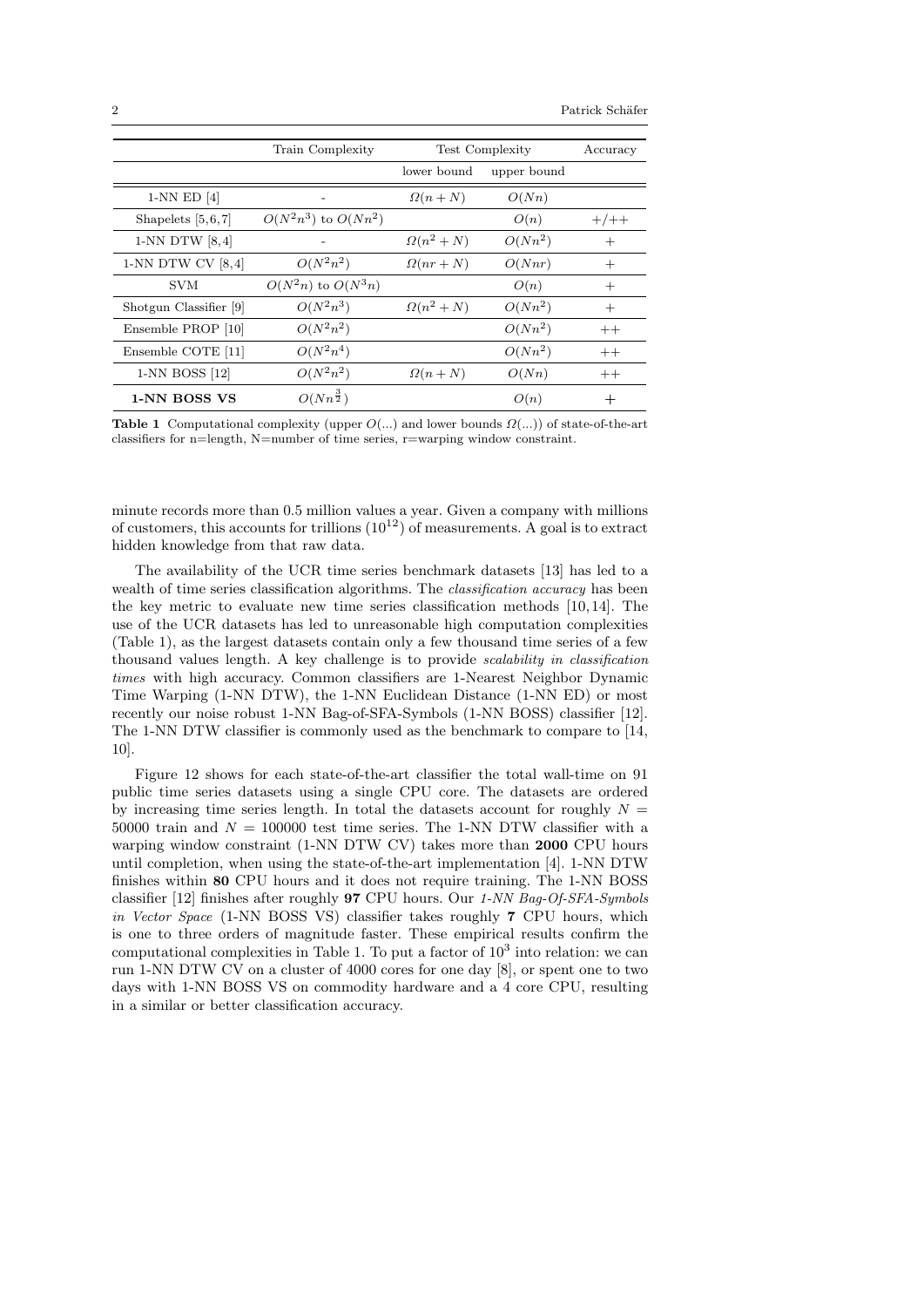|  | Train Complexity | Test Complexity |  | Accuracy |
|---|---|---|---|---|
|  |  | lower bound | upper bound |  |
| 1-NN ED [4] | - | $\Omega(n+N)$ | $O(Nn)$ |  |
| Shapelets [5,6,7] | $O(N^2n^3)$ to $O(Nn^2)$ |  | $O(n)$ | +/++ |
| 1-NN DTW [8,4] | - | $\Omega(n^2+N)$ | $O(Nn^2)$ | + |
| 1-NN DTW CV [8,4] | $O(N^2n^2)$ | $\Omega(nr+N)$ | $O(Nnr)$ | + |
| SVM | $O(N^2n)$ to $O(N^3n)$ |  | $O(n)$ | + |
| Shotgun Classifier [9] | $O(N^2n^3)$ | $\Omega(n^2+N)$ | $O(Nn^2)$ | + |
| Ensemble PROP [10] | $O(N^2n^2)$ |  | $O(Nn^2)$ | ++ |
| Ensemble COTE [11] | $O(N^2n^4)$ |  | $O(Nn^2)$ | ++ |
| 1-NN BOSS [12] | $O(N^2n^2)$ | $\Omega(n+N)$ | $O(Nn)$ | ++ |
| **1-NN BOSS VS** | $O(Nn^{\frac{3}{2}})$ |  | $O(n)$ | + |

**Table 1** Computational complexity (upper $O(...)$ and lower bounds $\Omega(...)$) of state-of-the-art classifiers for n=length, N=number of time series, r=warping window constraint.

minute records more than 0.5 million values a year. Given a company with millions of customers, this accounts for trillions ($10^{12}$) of measurements. A goal is to extract hidden knowledge from that raw data.

The availability of the UCR time series benchmark datasets [13] has led to a wealth of time series classification algorithms. The *classification accuracy* has been the key metric to evaluate new time series classification methods [10,14]. The use of the UCR datasets has led to unreasonable high computation complexities (Table 1), as the largest datasets contain only a few thousand time series of a few thousand values length. A key challenge is to provide *scalability in classification times* with high accuracy. Common classifiers are 1-Nearest Neighbor Dynamic Time Warping (1-NN DTW), the 1-NN Euclidean Distance (1-NN ED) or most recently our noise robust 1-NN Bag-of-SFA-Symbols (1-NN BOSS) classifier [12]. The 1-NN DTW classifier is commonly used as the benchmark to compare to [14, 10].

Figure 12 shows for each state-of-the-art classifier the total wall-time on 91 public time series datasets using a single CPU core. The datasets are ordered by increasing time series length. In total the datasets account for roughly $N = 50000$ train and $N = 100000$ test time series. The 1-NN DTW classifier with a warping window constraint (1-NN DTW CV) takes more than **2000** CPU hours until completion, when using the state-of-the-art implementation [4]. 1-NN DTW finishes within **80** CPU hours and it does not require training. The 1-NN BOSS classifier [12] finishes after roughly **97** CPU hours. Our *1-NN Bag-Of-SFA-Symbols in Vector Space* (1-NN BOSS VS) classifier takes roughly **7** CPU hours, which is one to three orders of magnitude faster. These empirical results confirm the computational complexities in Table 1. To put a factor of $10^3$ into relation: we can run 1-NN DTW CV on a cluster of 4000 cores for one day [8], or spent one to two days with 1-NN BOSS VS on commodity hardware and a 4 core CPU, resulting in a similar or better classification accuracy.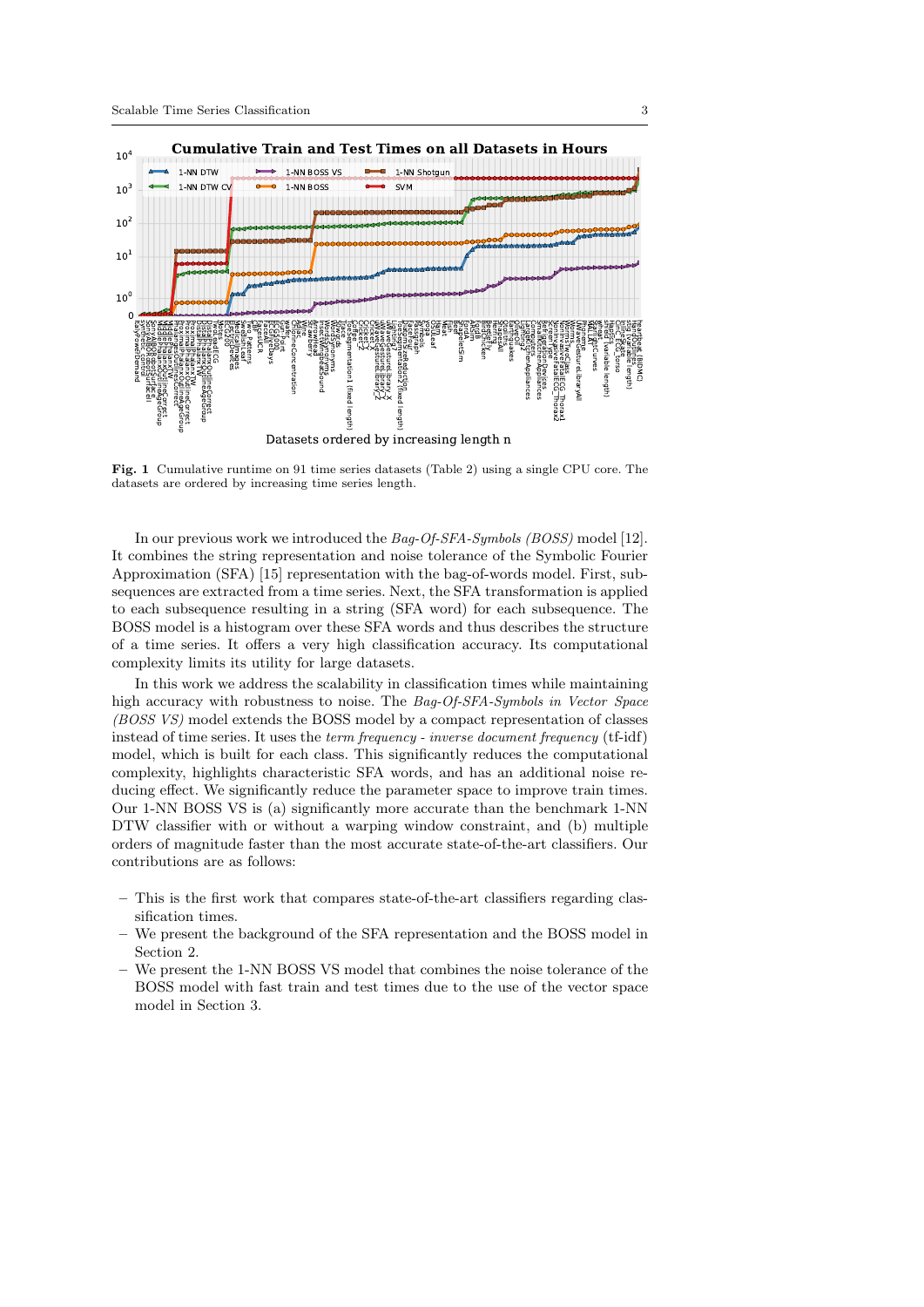**Fig. 1** Cumulative runtime on 91 time series datasets (Table 2) using a single CPU core. The datasets are ordered by increasing time series length.

In our previous work we introduced the *Bag-Of-SFA-Symbols (BOSS)* model [12]. It combines the string representation and noise tolerance of the Symbolic Fourier Approximation (SFA) [15] representation with the bag-of-words model. First, subsequences are extracted from a time series. Next, the SFA transformation is applied to each subsequence resulting in a string (SFA word) for each subsequence. The BOSS model is a histogram over these SFA words and thus describes the structure of a time series. It offers a very high classification accuracy. Its computational complexity limits its utility for large datasets.

In this work we address the scalability in classification times while maintaining high accuracy with robustness to noise. The *Bag-Of-SFA-Symbols in Vector Space (BOSS VS)* model extends the BOSS model by a compact representation of classes instead of time series. It uses the *term frequency - inverse document frequency* (tf-idf) model, which is built for each class. This significantly reduces the computational complexity, highlights characteristic SFA words, and has an additional noise reducing effect. We significantly reduce the parameter space to improve train times. Our 1-NN BOSS VS is (a) significantly more accurate than the benchmark 1-NN DTW classifier with or without a warping window constraint, and (b) multiple orders of magnitude faster than the most accurate state-of-the-art classifiers. Our contributions are as follows:

- This is the first work that compares state-of-the-art classifiers regarding classification times.
- We present the background of the SFA representation and the BOSS model in Section 2.
- We present the 1-NN BOSS VS model that combines the noise tolerance of the BOSS model with fast train and test times due to the use of the vector space model in Section 3.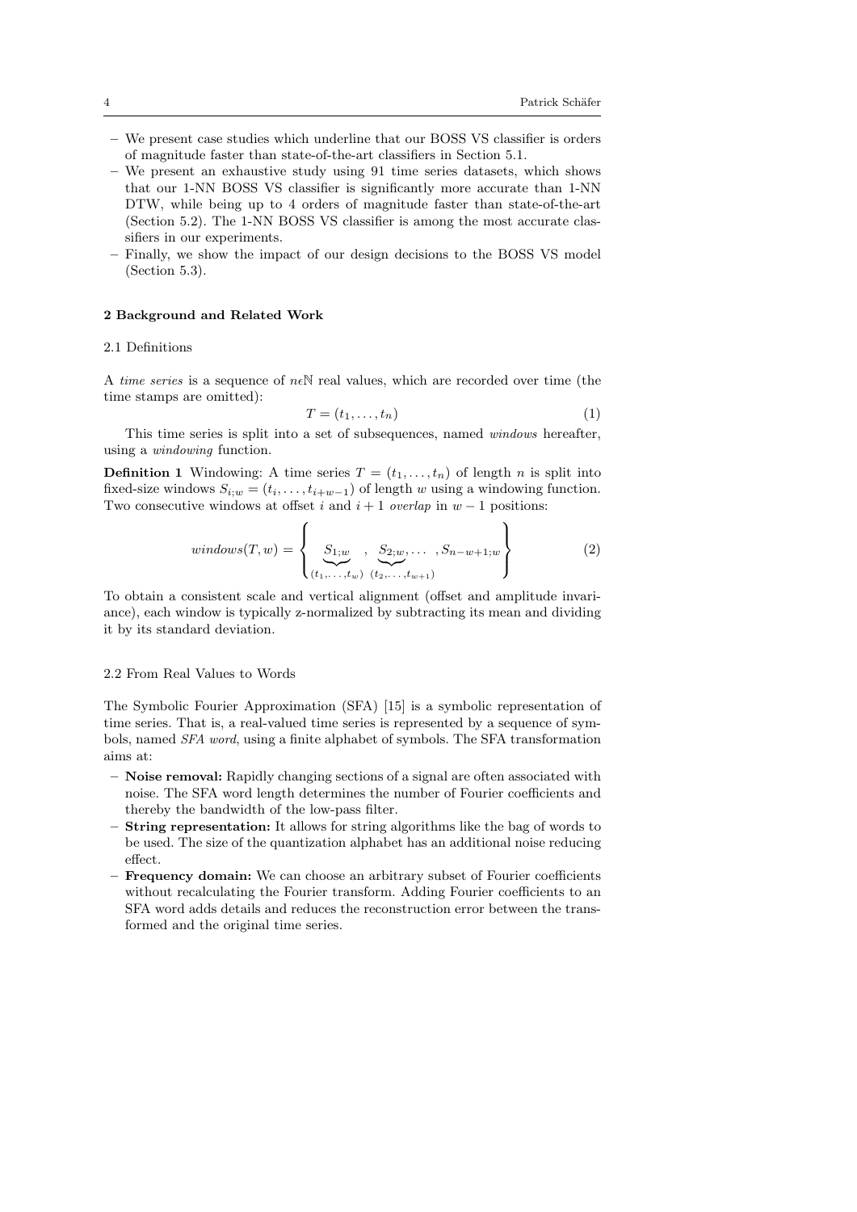- We present case studies which underline that our BOSS VS classifier is orders of magnitude faster than state-of-the-art classifiers in Section 5.1.
- We present an exhaustive study using 91 time series datasets, which shows that our 1-NN BOSS VS classifier is significantly more accurate than 1-NN DTW, while being up to 4 orders of magnitude faster than state-of-the-art (Section 5.2). The 1-NN BOSS VS classifier is among the most accurate classifiers in our experiments.
- Finally, we show the impact of our design decisions to the BOSS VS model (Section 5.3).

## 2 Background and Related Work

### 2.1 Definitions

A *time series* is a sequence of $n \epsilon \mathbb{N}$ real values, which are recorded over time (the time stamps are omitted):

$$T = (t_1, \ldots, t_n) \tag{1}$$

This time series is split into a set of subsequences, named *windows* hereafter, using a *windowing* function.

**Definition 1** Windowing: A time series $T = (t_1, \ldots, t_n)$ of length $n$ is split into fixed-size windows $S_{i;w} = (t_i, \ldots, t_{i+w-1})$ of length $w$ using a windowing function. Two consecutive windows at offset $i$ and $i + 1$ *overlap* in $w - 1$ positions:

$$windows(T, w) = \left\{ \underbrace{S_{1;w}}_{(t_1,\ldots,t_w)}, \underbrace{S_{2;w}}_{(t_2,\ldots,t_{w+1})}, \ldots, S_{n-w+1;w} \right\} \tag{2}$$

To obtain a consistent scale and vertical alignment (offset and amplitude invariance), each window is typically z-normalized by subtracting its mean and dividing it by its standard deviation.

### 2.2 From Real Values to Words

The Symbolic Fourier Approximation (SFA) [15] is a symbolic representation of time series. That is, a real-valued time series is represented by a sequence of symbols, named *SFA word*, using a finite alphabet of symbols. The SFA transformation aims at:

- **Noise removal:** Rapidly changing sections of a signal are often associated with noise. The SFA word length determines the number of Fourier coefficients and thereby the bandwidth of the low-pass filter.
- **String representation:** It allows for string algorithms like the bag of words to be used. The size of the quantization alphabet has an additional noise reducing effect.
- **Frequency domain:** We can choose an arbitrary subset of Fourier coefficients without recalculating the Fourier transform. Adding Fourier coefficients to an SFA word adds details and reduces the reconstruction error between the transformed and the original time series.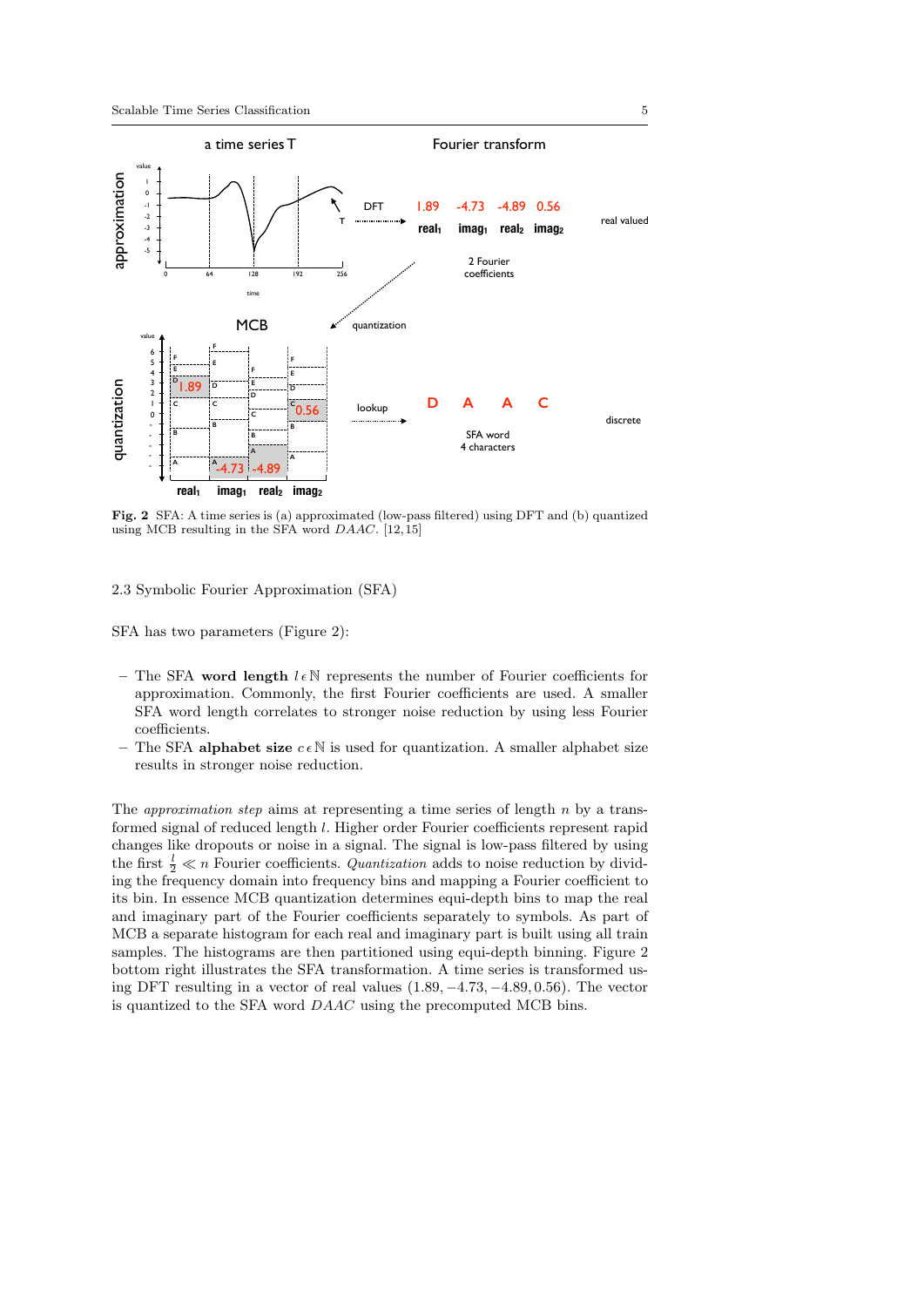Fig. 2 SFA: A time series is (a) approximated (low-pass filtered) using DFT and (b) quantized using MCB resulting in the SFA word *DAAC*. [12,15]

### 2.3 Symbolic Fourier Approximation (SFA)

SFA has two parameters (Figure 2):

- The SFA **word length** $l \in \mathbb{N}$ represents the number of Fourier coefficients for approximation. Commonly, the first Fourier coefficients are used. A smaller SFA word length correlates to stronger noise reduction by using less Fourier coefficients.
- The SFA **alphabet size** $c \in \mathbb{N}$ is used for quantization. A smaller alphabet size results in stronger noise reduction.

The *approximation step* aims at representing a time series of length $n$ by a transformed signal of reduced length $l$. Higher order Fourier coefficients represent rapid changes like dropouts or noise in a signal. The signal is low-pass filtered by using the first $\frac{l}{2} \ll n$ Fourier coefficients. *Quantization* adds to noise reduction by dividing the frequency domain into frequency bins and mapping a Fourier coefficient to its bin. In essence MCB quantization determines equi-depth bins to map the real and imaginary part of the Fourier coefficients separately to symbols. As part of MCB a separate histogram for each real and imaginary part is built using all train samples. The histograms are then partitioned using equi-depth binning. Figure 2 bottom right illustrates the SFA transformation. A time series is transformed using DFT resulting in a vector of real values $(1.89, -4.73, -4.89, 0.56)$. The vector is quantized to the SFA word *DAAC* using the precomputed MCB bins.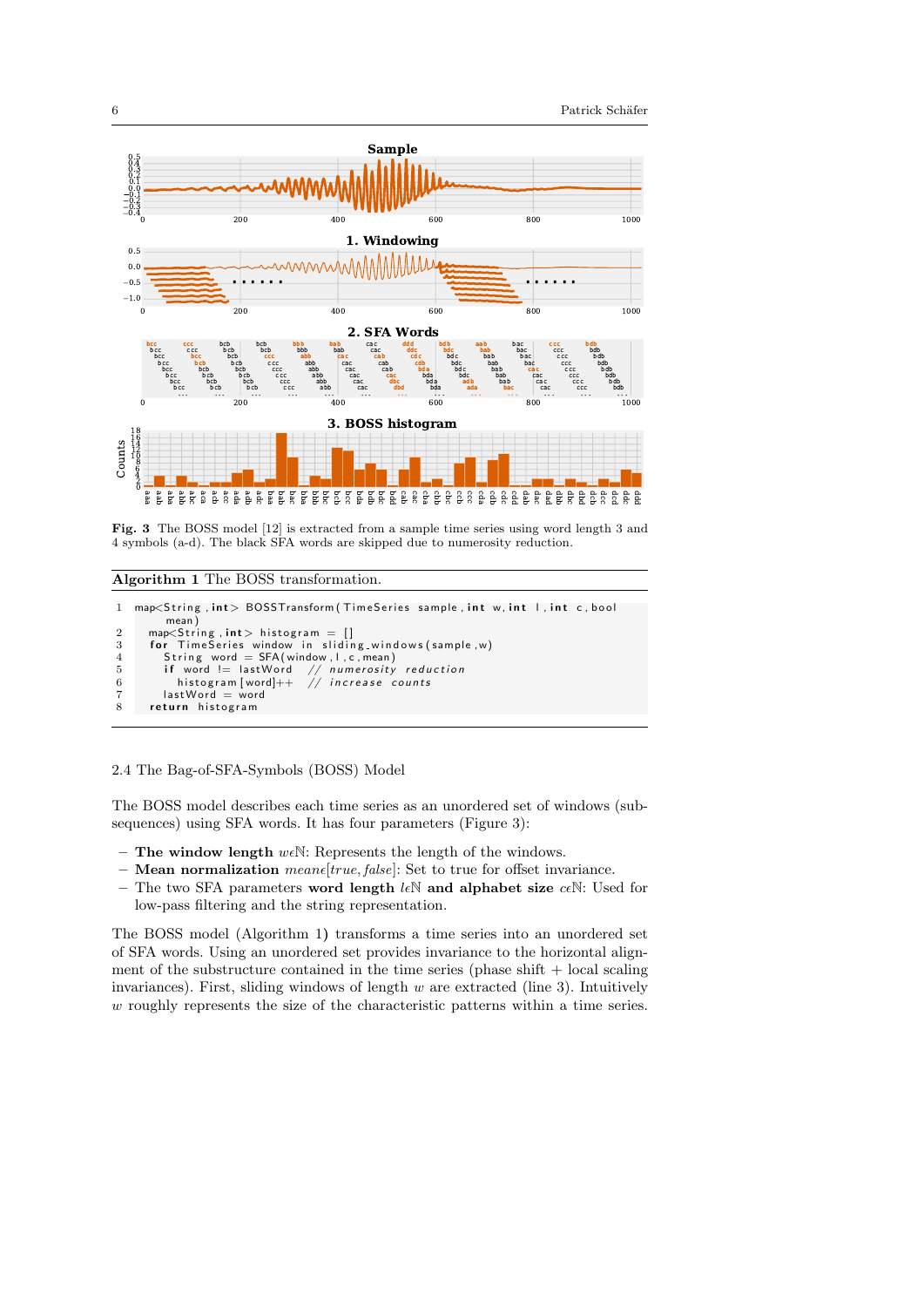**Fig. 3** The BOSS model [12] is extracted from a sample time series using word length 3 and 4 symbols (a-d). The black SFA words are skipped due to numerosity reduction.

**Algorithm 1** The BOSS transformation.

```
1  map<String, int> BOSSTransform(TimeSeries sample, int w, int l, int c, bool
       mean)
2    map<String, int> histogram = []
3    for TimeSeries window in sliding_windows(sample,w)
4      String word = SFA(window,l,c,mean)
5      if word != lastWord  // numerosity reduction
6        histogram[word]++  // increase counts
7      lastWord = word
8    return histogram
```

### 2.4 The Bag-of-SFA-Symbols (BOSS) Model

The BOSS model describes each time series as an unordered set of windows (subsequences) using SFA words. It has four parameters (Figure 3):

- **The window length** $w \epsilon \mathbb{N}$: Represents the length of the windows.
- **Mean normalization** $mean \epsilon [true, false]$: Set to true for offset invariance.
- The two SFA parameters **word length** $l \epsilon \mathbb{N}$ **and alphabet size** $c \epsilon \mathbb{N}$: Used for low-pass filtering and the string representation.

The BOSS model (Algorithm 1) transforms a time series into an unordered set of SFA words. Using an unordered set provides invariance to the horizontal alignment of the substructure contained in the time series (phase shift + local scaling invariances). First, sliding windows of length $w$ are extracted (line 3). Intuitively $w$ roughly represents the size of the characteristic patterns within a time series.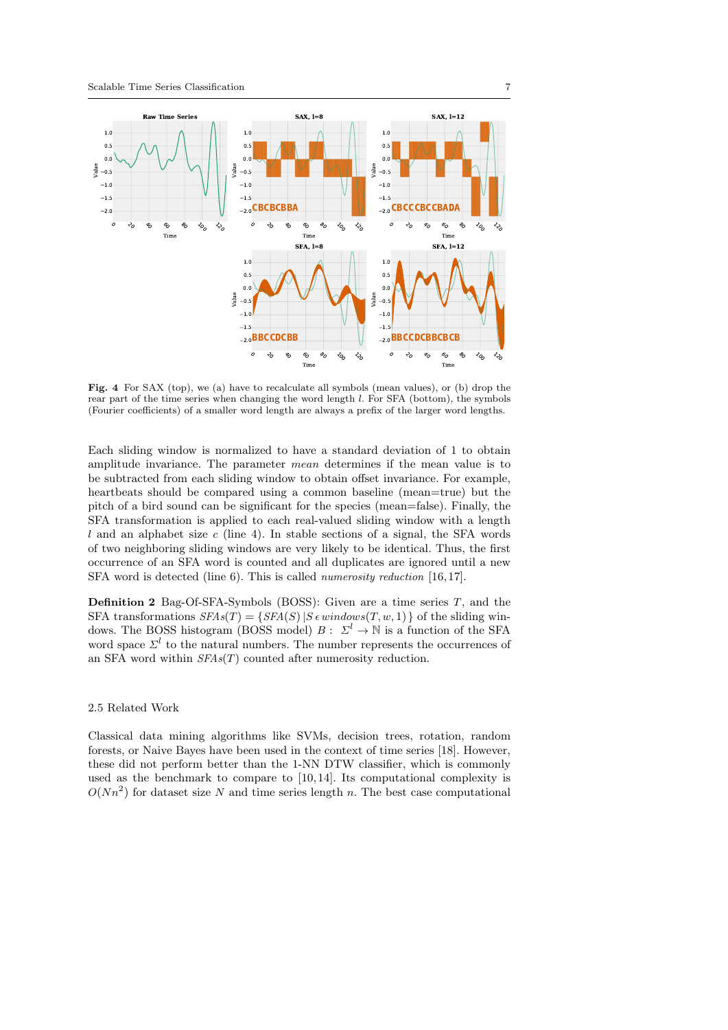**Fig. 4** For SAX (top), we (a) have to recalculate all symbols (mean values), or (b) drop the rear part of the time series when changing the word length $l$. For SFA (bottom), the symbols (Fourier coefficients) of a smaller word length are always a prefix of the larger word lengths.

Each sliding window is normalized to have a standard deviation of 1 to obtain amplitude invariance. The parameter *mean* determines if the mean value is to be subtracted from each sliding window to obtain offset invariance. For example, heartbeats should be compared using a common baseline (mean=true) but the pitch of a bird sound can be significant for the species (mean=false). Finally, the SFA transformation is applied to each real-valued sliding window with a length $l$ and an alphabet size $c$ (line 4). In stable sections of a signal, the SFA words of two neighboring sliding windows are very likely to be identical. Thus, the first occurrence of an SFA word is counted and all duplicates are ignored until a new SFA word is detected (line 6). This is called *numerosity reduction* [16,17].

**Definition 2** Bag-Of-SFA-Symbols (BOSS): Given are a time series $T$, and the SFA transformations $SFAs(T) = \{SFA(S) \,|\, S \,\epsilon\, windows(T, w, 1)\}$ of the sliding windows. The BOSS histogram (BOSS model) $B: \ \Sigma^l \rightarrow \mathbb{N}$ is a function of the SFA word space $\Sigma^l$ to the natural numbers. The number represents the occurrences of an SFA word within $SFAs(T)$ counted after numerosity reduction.

### 2.5 Related Work

Classical data mining algorithms like SVMs, decision trees, rotation, random forests, or Naive Bayes have been used in the context of time series [18]. However, these did not perform better than the 1-NN DTW classifier, which is commonly used as the benchmark to compare to [10,14]. Its computational complexity is $O(Nn^2)$ for dataset size $N$ and time series length $n$. The best case computational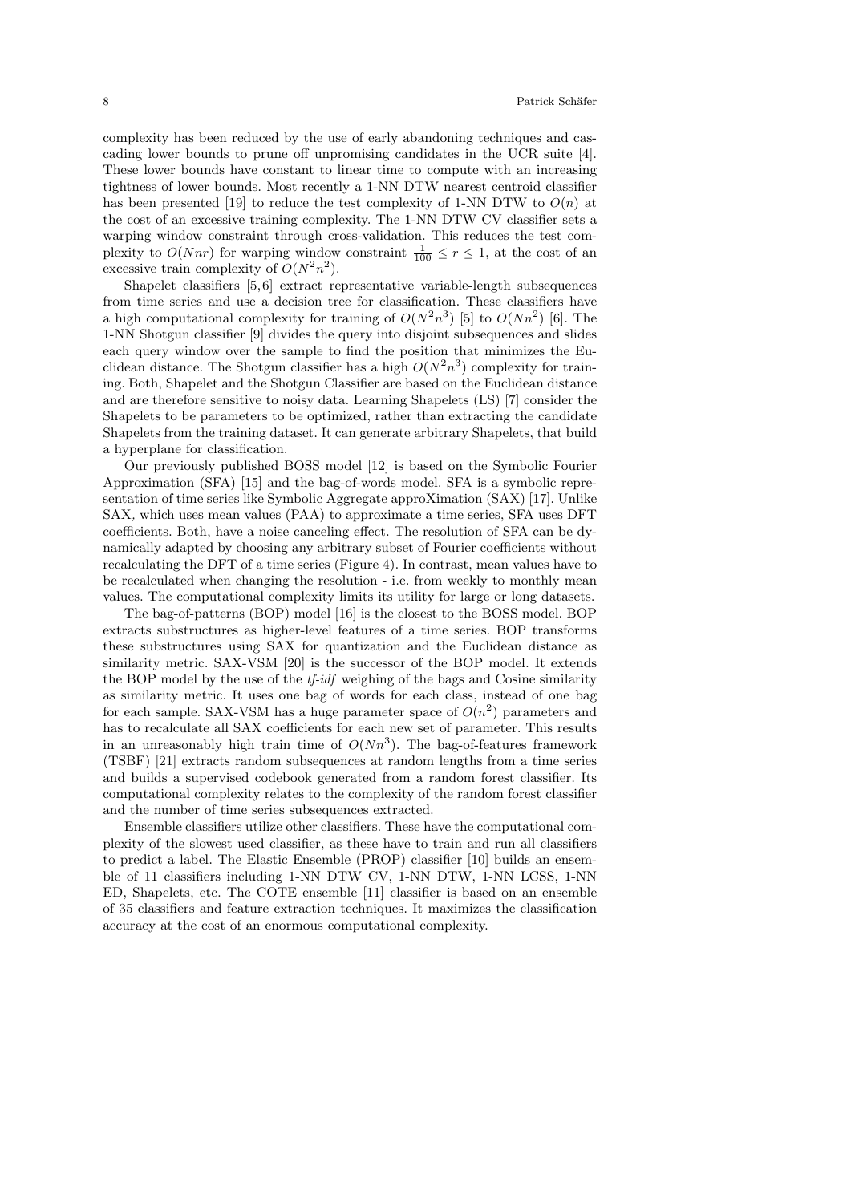complexity has been reduced by the use of early abandoning techniques and cascading lower bounds to prune off unpromising candidates in the UCR suite [4]. These lower bounds have constant to linear time to compute with an increasing tightness of lower bounds. Most recently a 1-NN DTW nearest centroid classifier has been presented [19] to reduce the test complexity of 1-NN DTW to $O(n)$ at the cost of an excessive training complexity. The 1-NN DTW CV classifier sets a warping window constraint through cross-validation. This reduces the test complexity to $O(Nnr)$ for warping window constraint $\frac{1}{100} \leq r \leq 1$, at the cost of an excessive train complexity of $O(N^2n^2)$.

Shapelet classifiers [5,6] extract representative variable-length subsequences from time series and use a decision tree for classification. These classifiers have a high computational complexity for training of $O(N^2n^3)$ [5] to $O(Nn^2)$ [6]. The 1-NN Shotgun classifier [9] divides the query into disjoint subsequences and slides each query window over the sample to find the position that minimizes the Euclidean distance. The Shotgun classifier has a high $O(N^2n^3)$ complexity for training. Both, Shapelet and the Shotgun Classifier are based on the Euclidean distance and are therefore sensitive to noisy data. Learning Shapelets (LS) [7] consider the Shapelets to be parameters to be optimized, rather than extracting the candidate Shapelets from the training dataset. It can generate arbitrary Shapelets, that build a hyperplane for classification.

Our previously published BOSS model [12] is based on the Symbolic Fourier Approximation (SFA) [15] and the bag-of-words model. SFA is a symbolic representation of time series like Symbolic Aggregate approXimation (SAX) [17]. Unlike SAX, which uses mean values (PAA) to approximate a time series, SFA uses DFT coefficients. Both, have a noise canceling effect. The resolution of SFA can be dynamically adapted by choosing any arbitrary subset of Fourier coefficients without recalculating the DFT of a time series (Figure 4). In contrast, mean values have to be recalculated when changing the resolution - i.e. from weekly to monthly mean values. The computational complexity limits its utility for large or long datasets.

The bag-of-patterns (BOP) model [16] is the closest to the BOSS model. BOP extracts substructures as higher-level features of a time series. BOP transforms these substructures using SAX for quantization and the Euclidean distance as similarity metric. SAX-VSM [20] is the successor of the BOP model. It extends the BOP model by the use of the *tf-idf* weighing of the bags and Cosine similarity as similarity metric. It uses one bag of words for each class, instead of one bag for each sample. SAX-VSM has a huge parameter space of $O(n^2)$ parameters and has to recalculate all SAX coefficients for each new set of parameter. This results in an unreasonably high train time of $O(Nn^3)$. The bag-of-features framework (TSBF) [21] extracts random subsequences at random lengths from a time series and builds a supervised codebook generated from a random forest classifier. Its computational complexity relates to the complexity of the random forest classifier and the number of time series subsequences extracted.

Ensemble classifiers utilize other classifiers. These have the computational complexity of the slowest used classifier, as these have to train and run all classifiers to predict a label. The Elastic Ensemble (PROP) classifier [10] builds an ensemble of 11 classifiers including 1-NN DTW CV, 1-NN DTW, 1-NN LCSS, 1-NN ED, Shapelets, etc. The COTE ensemble [11] classifier is based on an ensemble of 35 classifiers and feature extraction techniques. It maximizes the classification accuracy at the cost of an enormous computational complexity.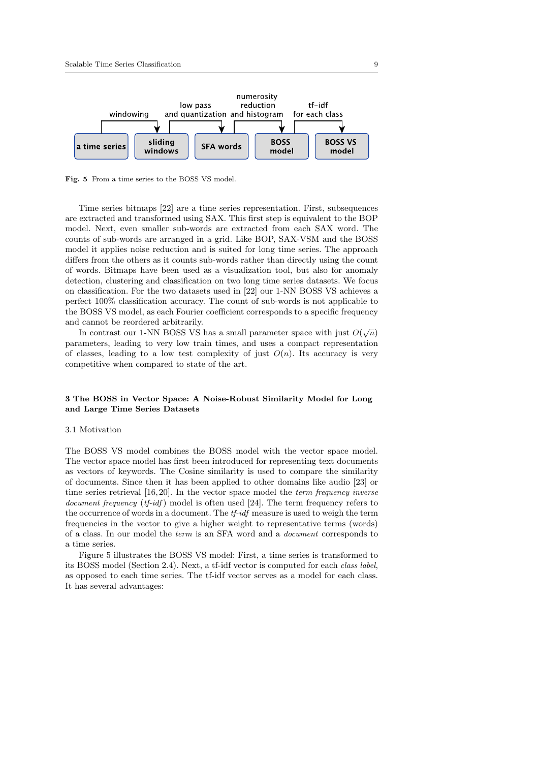a time series → (windowing) → sliding windows → (low pass and quantization) → SFA words → (numerosity reduction and histogram) → BOSS model → (tf-idf for each class) → BOSS VS model

**Fig. 5** From a time series to the BOSS VS model.

Time series bitmaps [22] are a time series representation. First, subsequences are extracted and transformed using SAX. This first step is equivalent to the BOP model. Next, even smaller sub-words are extracted from each SAX word. The counts of sub-words are arranged in a grid. Like BOP, SAX-VSM and the BOSS model it applies noise reduction and is suited for long time series. The approach differs from the others as it counts sub-words rather than directly using the count of words. Bitmaps have been used as a visualization tool, but also for anomaly detection, clustering and classification on two long time series datasets. We focus on classification. For the two datasets used in [22] our 1-NN BOSS VS achieves a perfect 100% classification accuracy. The count of sub-words is not applicable to the BOSS VS model, as each Fourier coefficient corresponds to a specific frequency and cannot be reordered arbitrarily.

In contrast our 1-NN BOSS VS has a small parameter space with just $O(\sqrt{n})$ parameters, leading to very low train times, and uses a compact representation of classes, leading to a low test complexity of just $O(n)$. Its accuracy is very competitive when compared to state of the art.

## 3 The BOSS in Vector Space: A Noise-Robust Similarity Model for Long and Large Time Series Datasets

### 3.1 Motivation

The BOSS VS model combines the BOSS model with the vector space model. The vector space model has first been introduced for representing text documents as vectors of keywords. The Cosine similarity is used to compare the similarity of documents. Since then it has been applied to other domains like audio [23] or time series retrieval [16, 20]. In the vector space model the *term frequency inverse document frequency* (*tf-idf*) model is often used [24]. The term frequency refers to the occurrence of words in a document. The *tf-idf* measure is used to weigh the term frequencies in the vector to give a higher weight to representative terms (words) of a class. In our model the *term* is an SFA word and a *document* corresponds to a time series.

Figure 5 illustrates the BOSS VS model: First, a time series is transformed to its BOSS model (Section 2.4). Next, a tf-idf vector is computed for each *class label*, as opposed to each time series. The tf-idf vector serves as a model for each class. It has several advantages: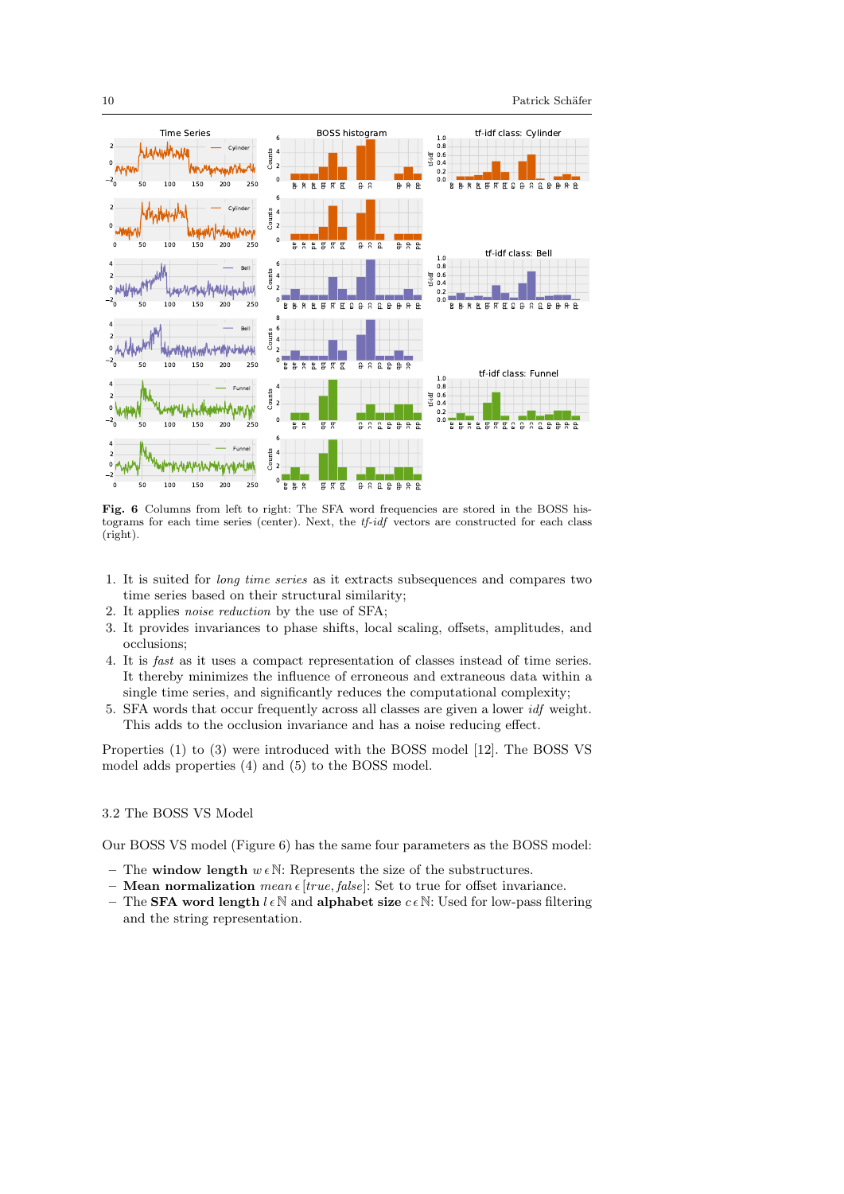**Fig. 6** Columns from left to right: The SFA word frequencies are stored in the BOSS histograms for each time series (center). Next, the *tf-idf* vectors are constructed for each class (right).

1. It is suited for *long time series* as it extracts subsequences and compares two time series based on their structural similarity;
2. It applies *noise reduction* by the use of SFA;
3. It provides invariances to phase shifts, local scaling, offsets, amplitudes, and occlusions;
4. It is *fast* as it uses a compact representation of classes instead of time series. It thereby minimizes the influence of erroneous and extraneous data within a single time series, and significantly reduces the computational complexity;
5. SFA words that occur frequently across all classes are given a lower *idf* weight. This adds to the occlusion invariance and has a noise reducing effect.

Properties (1) to (3) were introduced with the BOSS model [12]. The BOSS VS model adds properties (4) and (5) to the BOSS model.

### 3.2 The BOSS VS Model

Our BOSS VS model (Figure 6) has the same four parameters as the BOSS model:

- The **window length** $w \in \mathbb{N}$: Represents the size of the substructures.
- **Mean normalization** $mean \in [true, false]$: Set to true for offset invariance.
- The **SFA word length** $l \in \mathbb{N}$ and **alphabet size** $c \in \mathbb{N}$: Used for low-pass filtering and the string representation.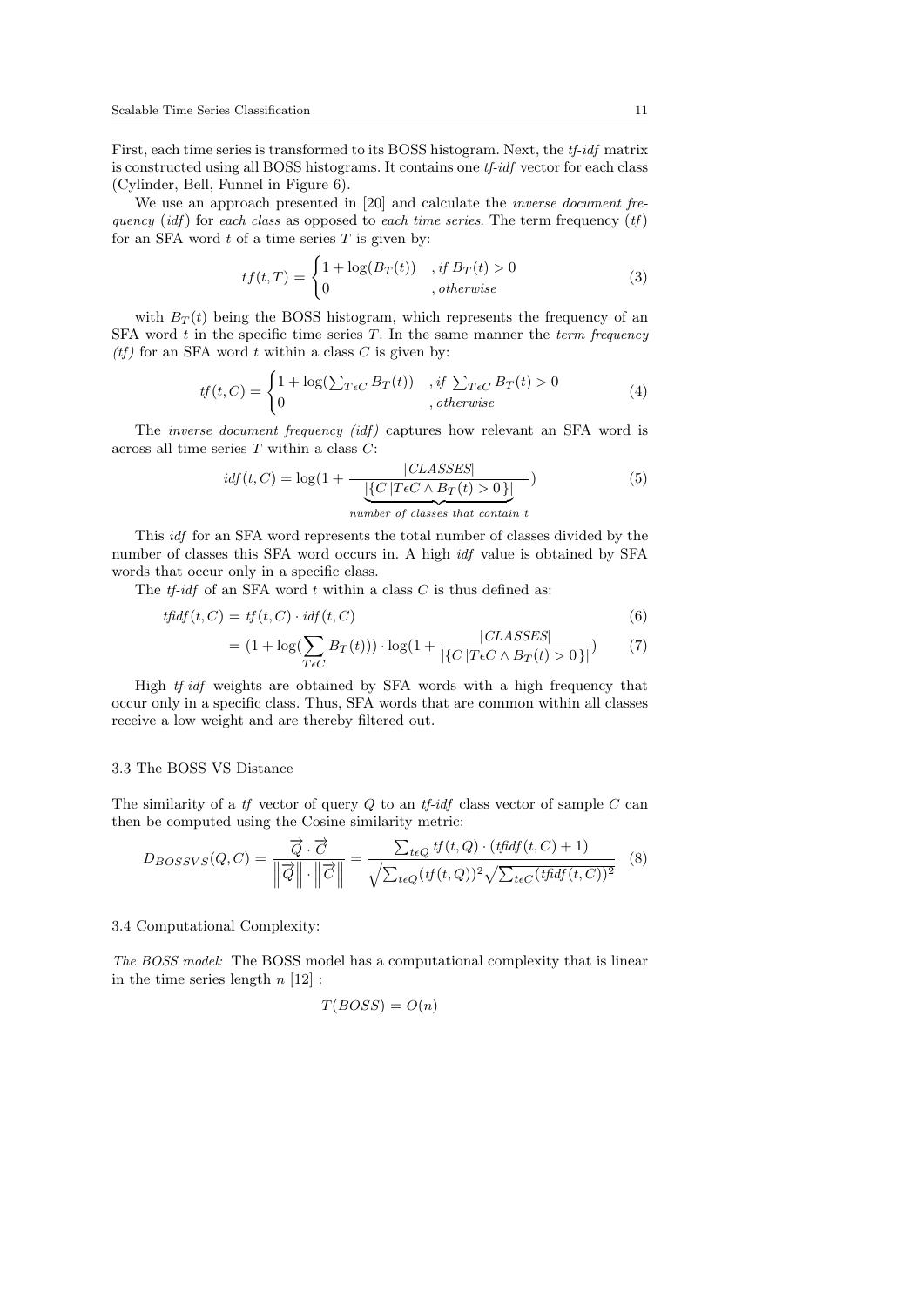First, each time series is transformed to its BOSS histogram. Next, the *tf-idf* matrix is constructed using all BOSS histograms. It contains one *tf-idf* vector for each class (Cylinder, Bell, Funnel in Figure 6).

We use an approach presented in [20] and calculate the *inverse document frequency* (*idf*) for *each class* as opposed to *each time series*. The term frequency (*tf*) for an SFA word $t$ of a time series $T$ is given by:

$$tf(t, T) = \begin{cases} 1 + \log(B_T(t)) & , \textit{if } B_T(t) > 0 \\ 0 & , \textit{otherwise} \end{cases} \tag{3}$$

with $B_T(t)$ being the BOSS histogram, which represents the frequency of an SFA word $t$ in the specific time series $T$. In the same manner the *term frequency (tf)* for an SFA word $t$ within a class $C$ is given by:

$$tf(t, C) = \begin{cases} 1 + \log(\sum_{T \epsilon C} B_T(t)) & , \textit{if } \sum_{T \epsilon C} B_T(t) > 0 \\ 0 & , \textit{otherwise} \end{cases} \tag{4}$$

The *inverse document frequency (idf)* captures how relevant an SFA word is across all time series $T$ within a class $C$:

$$idf(t, C) = \log(1 + \frac{|CLASSES|}{\underbrace{|\{C \,|T \epsilon C \wedge B_T(t) > 0\}|}_{\textit{number of classes that contain } t}}) \tag{5}$$

This *idf* for an SFA word represents the total number of classes divided by the number of classes this SFA word occurs in. A high *idf* value is obtained by SFA words that occur only in a specific class.

The *tf-idf* of an SFA word $t$ within a class $C$ is thus defined as:

$$tfidf(t, C) = tf(t, C) \cdot idf(t, C) \tag{6}$$

$$= (1 + \log(\sum_{T \epsilon C} B_T(t))) \cdot \log(1 + \frac{|CLASSES|}{|\{C \,|T \epsilon C \wedge B_T(t) > 0\}|}) \tag{7}$$

High *tf-idf* weights are obtained by SFA words with a high frequency that occur only in a specific class. Thus, SFA words that are common within all classes receive a low weight and are thereby filtered out.

### 3.3 The BOSS VS Distance

The similarity of a *tf* vector of query $Q$ to an *tf-idf* class vector of sample $C$ can then be computed using the Cosine similarity metric:

$$D_{BOSSVS}(Q, C) = \frac{\vec{Q} \cdot \vec{C}}{\left\|\vec{Q}\right\| \cdot \left\|\vec{C}\right\|} = \frac{\sum_{t \epsilon Q} tf(t, Q) \cdot (tfidf(t, C) + 1)}{\sqrt{\sum_{t \epsilon Q} (tf(t, Q))^2} \sqrt{\sum_{t \epsilon C} (tfidf(t, C))^2}} \tag{8}$$

### 3.4 Computational Complexity:

*The BOSS model:* The BOSS model has a computational complexity that is linear in the time series length $n$ [12] :

$$T(BOSS) = O(n)$$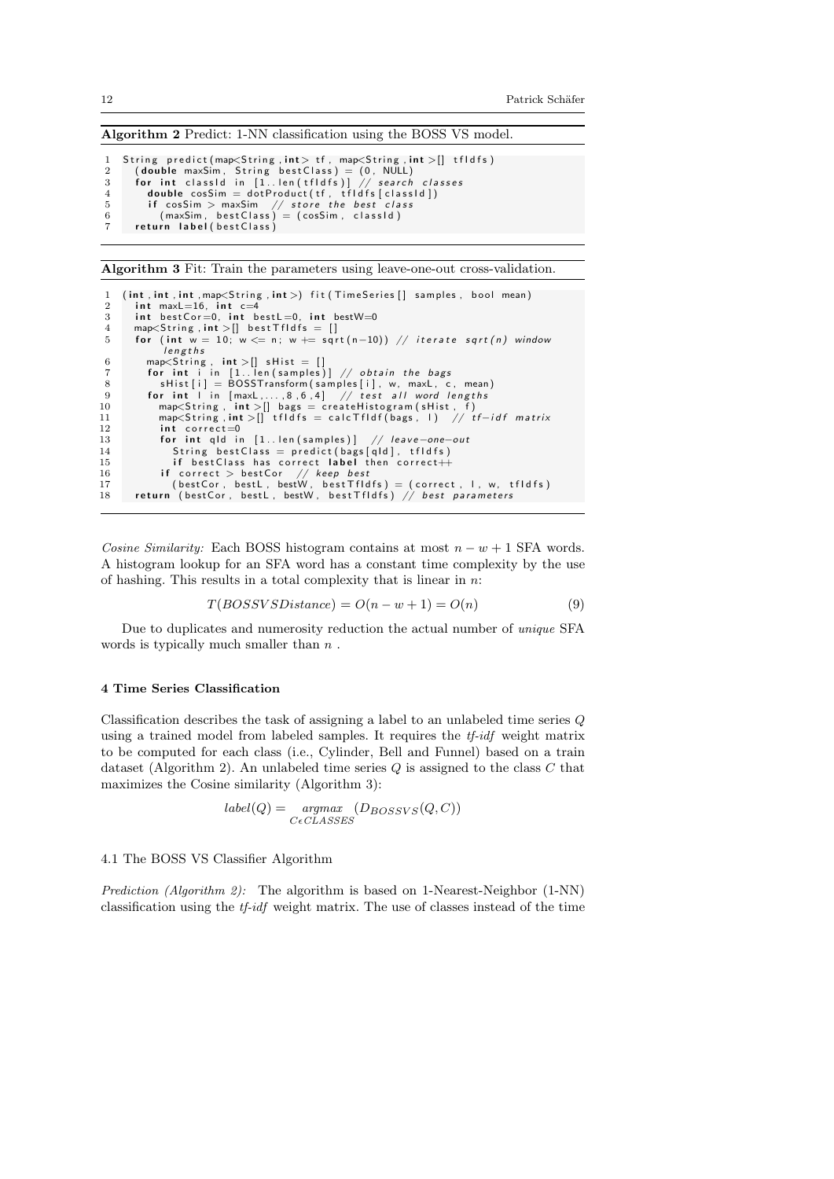**Algorithm 2** Predict: 1-NN classification using the BOSS VS model.

```
1  String predict(map<String,int> tf, map<String,int>[] tfIdfs)
2    (double maxSim, String bestClass) = (0, NULL)
3    for int classId in [1..len(tfIdfs)] // search classes
4      double cosSim = dotProduct(tf, tfIdfs[classId])
5      if cosSim > maxSim // store the best class
6        (maxSim, bestClass) = (cosSim, classId)
7    return label(bestClass)
```

**Algorithm 3** Fit: Train the parameters using leave-one-out cross-validation.

```
1  (int,int,int,map<String,int>) fit(TimeSeries[] samples, bool mean)
2    int maxL=16, int c=4
3    int bestCor=0, int bestL=0, int bestW=0
4    map<String,int>[] bestTfIdfs = []
5    for (int w = 10; w <= n; w += sqrt(n-10)) // iterate sqrt(n) window
         lengths
6      map<String, int>[] sHist = []
7      for int i in [1..len(samples)] // obtain the bags
8        sHist[i] = BOSSTransform(samples[i], w, maxL, c, mean)
9      for int l in [maxL,...,8,6,4] // test all word lengths
10       map<String, int>[] bags = createHistogram(sHist, f)
11       map<String,int>[] tfIdfs = calcTfIdf(bags, l) // tf-idf matrix
12       int correct=0
13       for int qId in [1..len(samples)] // leave-one-out
14         String bestClass = predict(bags[qId], tfIdfs)
15         if bestClass has correct label then correct++
16       if correct > bestCor // keep best
17         (bestCor, bestL, bestW, bestTfIdfs) = (correct, l, w, tfIdfs)
18   return (bestCor, bestL, bestW, bestTfIdfs) // best parameters
```

*Cosine Similarity:* Each BOSS histogram contains at most $n - w + 1$ SFA words. A histogram lookup for an SFA word has a constant time complexity by the use of hashing. This results in a total complexity that is linear in $n$:

$$T(BOSSVSDistance) = O(n - w + 1) = O(n) \tag{9}$$

Due to duplicates and numerosity reduction the actual number of *unique* SFA words is typically much smaller than $n$ .

### 4 Time Series Classification

Classification describes the task of assigning a label to an unlabeled time series $Q$ using a trained model from labeled samples. It requires the *tf-idf* weight matrix to be computed for each class (i.e., Cylinder, Bell and Funnel) based on a train dataset (Algorithm 2). An unlabeled time series $Q$ is assigned to the class $C$ that maximizes the Cosine similarity (Algorithm 3):

$$label(Q) = \underset{C \epsilon CLASSES}{argmax} \; (D_{BOSSVS}(Q, C))$$

#### 4.1 The BOSS VS Classifier Algorithm

*Prediction (Algorithm 2):* The algorithm is based on 1-Nearest-Neighbor (1-NN) classification using the *tf-idf* weight matrix. The use of classes instead of the time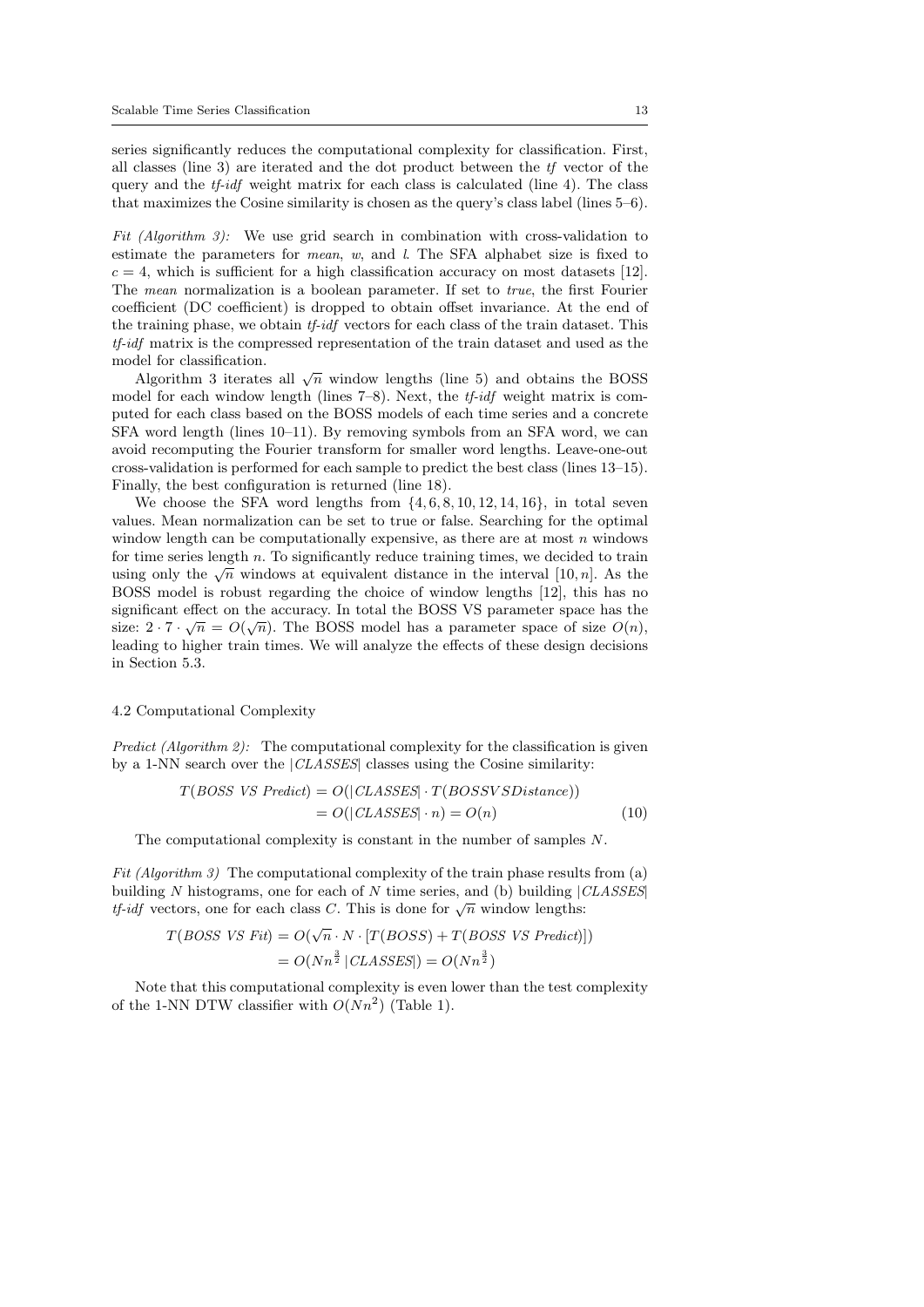series significantly reduces the computational complexity for classification. First, all classes (line 3) are iterated and the dot product between the *tf* vector of the query and the *tf-idf* weight matrix for each class is calculated (line 4). The class that maximizes the Cosine similarity is chosen as the query's class label (lines 5–6).

*Fit (Algorithm 3):* We use grid search in combination with cross-validation to estimate the parameters for *mean*, $w$, and $l$. The SFA alphabet size is fixed to $c = 4$, which is sufficient for a high classification accuracy on most datasets [12]. The *mean* normalization is a boolean parameter. If set to *true*, the first Fourier coefficient (DC coefficient) is dropped to obtain offset invariance. At the end of the training phase, we obtain *tf-idf* vectors for each class of the train dataset. This *tf-idf* matrix is the compressed representation of the train dataset and used as the model for classification.

Algorithm 3 iterates all $\sqrt{n}$ window lengths (line 5) and obtains the BOSS model for each window length (lines 7–8). Next, the *tf-idf* weight matrix is computed for each class based on the BOSS models of each time series and a concrete SFA word length (lines 10–11). By removing symbols from an SFA word, we can avoid recomputing the Fourier transform for smaller word lengths. Leave-one-out cross-validation is performed for each sample to predict the best class (lines 13–15). Finally, the best configuration is returned (line 18).

We choose the SFA word lengths from $\{4, 6, 8, 10, 12, 14, 16\}$, in total seven values. Mean normalization can be set to true or false. Searching for the optimal window length can be computationally expensive, as there are at most $n$ windows for time series length $n$. To significantly reduce training times, we decided to train using only the $\sqrt{n}$ windows at equivalent distance in the interval $[10, n]$. As the BOSS model is robust regarding the choice of window lengths [12], this has no significant effect on the accuracy. In total the BOSS VS parameter space has the size: $2 \cdot 7 \cdot \sqrt{n} = O(\sqrt{n})$. The BOSS model has a parameter space of size $O(n)$, leading to higher train times. We will analyze the effects of these design decisions in Section 5.3.

### 4.2 Computational Complexity

*Predict (Algorithm 2):* The computational complexity for the classification is given by a 1-NN search over the $|CLASSES|$ classes using the Cosine similarity:

$$
\begin{aligned}
T(\mathit{BOSS\ VS\ Predict}) &= O(|CLASSES| \cdot T(BOSSVSDistance)) \\
&= O(|CLASSES| \cdot n) = O(n)
\end{aligned}
\tag{10}
$$

The computational complexity is constant in the number of samples $N$.

*Fit (Algorithm 3)* The computational complexity of the train phase results from (a) building $N$ histograms, one for each of $N$ time series, and (b) building $|CLASSES|$ *tf-idf* vectors, one for each class $C$. This is done for $\sqrt{n}$ window lengths:

$$
\begin{aligned}
T(\mathit{BOSS\ VS\ Fit}) &= O(\sqrt{n} \cdot N \cdot [T(BOSS) + T(\mathit{BOSS\ VS\ Predict})]) \\
&= O(Nn^{\frac{3}{2}}\,|CLASSES|) = O(Nn^{\frac{3}{2}})
\end{aligned}
$$

Note that this computational complexity is even lower than the test complexity of the 1-NN DTW classifier with $O(Nn^2)$ (Table 1).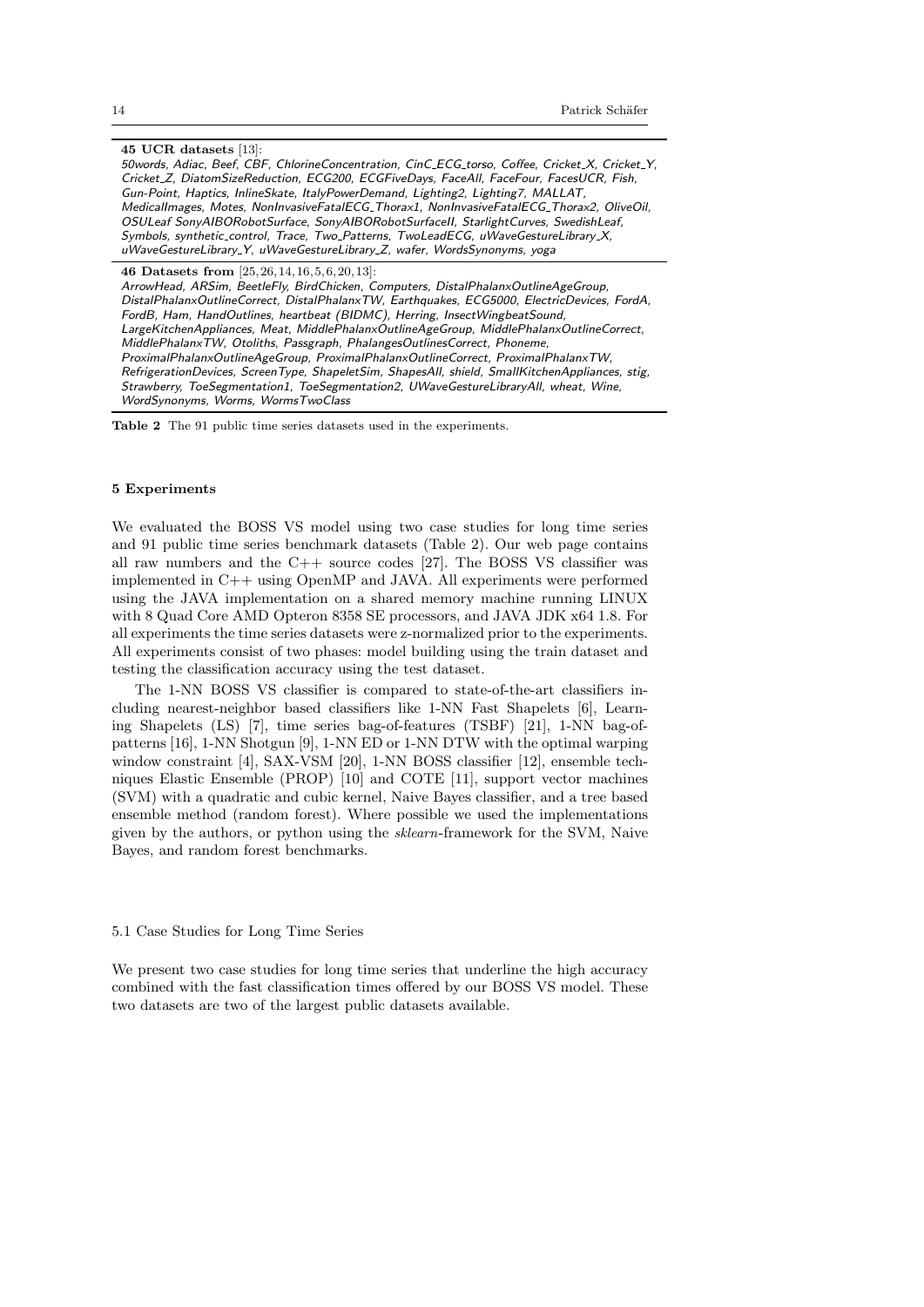| |
|---|
| **45 UCR datasets** [13]:<br>*50words, Adiac, Beef, CBF, ChlorineConcentration, CinC_ECG_torso, Coffee, Cricket_X, Cricket_Y, Cricket_Z, DiatomSizeReduction, ECG200, ECGFiveDays, FaceAll, FaceFour, FacesUCR, Fish, Gun-Point, Haptics, InlineSkate, ItalyPowerDemand, Lighting2, Lighting7, MALLAT, MedicalImages, Motes, NonInvasiveFatalECG_Thorax1, NonInvasiveFatalECG_Thorax2, OliveOil, OSULeaf SonyAIBORobotSurface, SonyAIBORobotSurfaceII, StarlightCurves, SwedishLeaf, Symbols, synthetic_control, Trace, Two_Patterns, TwoLeadECG, uWaveGestureLibrary_X, uWaveGestureLibrary_Y, uWaveGestureLibrary_Z, wafer, WordsSynonyms, yoga* |
| **46 Datasets from** [25, 26, 14, 16, 5, 6, 20, 13]:<br>*ArrowHead, ARSim, BeetleFly, BirdChicken, Computers, DistalPhalanxOutlineAgeGroup, DistalPhalanxOutlineCorrect, DistalPhalanxTW, Earthquakes, ECG5000, ElectricDevices, FordA, FordB, Ham, HandOutlines, heartbeat (BIDMC), Herring, InsectWingbeatSound, LargeKitchenAppliances, Meat, MiddlePhalanxOutlineAgeGroup, MiddlePhalanxOutlineCorrect, MiddlePhalanxTW, Otoliths, Passgraph, PhalangesOutlinesCorrect, Phoneme, ProximalPhalanxOutlineAgeGroup, ProximalPhalanxOutlineCorrect, ProximalPhalanxTW, RefrigerationDevices, ScreenType, ShapeletSim, ShapesAll, shield, SmallKitchenAppliances, stig, Strawberry, ToeSegmentation1, ToeSegmentation2, UWaveGestureLibraryAll, wheat, Wine, WordSynonyms, Worms, WormsTwoClass* |

**Table 2** The 91 public time series datasets used in the experiments.

## 5 Experiments

We evaluated the BOSS VS model using two case studies for long time series and 91 public time series benchmark datasets (Table 2). Our web page contains all raw numbers and the C++ source codes [27]. The BOSS VS classifier was implemented in C++ using OpenMP and JAVA. All experiments were performed using the JAVA implementation on a shared memory machine running LINUX with 8 Quad Core AMD Opteron 8358 SE processors, and JAVA JDK x64 1.8. For all experiments the time series datasets were z-normalized prior to the experiments. All experiments consist of two phases: model building using the train dataset and testing the classification accuracy using the test dataset.

The 1-NN BOSS VS classifier is compared to state-of-the-art classifiers including nearest-neighbor based classifiers like 1-NN Fast Shapelets [6], Learning Shapelets (LS) [7], time series bag-of-features (TSBF) [21], 1-NN bag-of-patterns [16], 1-NN Shotgun [9], 1-NN ED or 1-NN DTW with the optimal warping window constraint [4], SAX-VSM [20], 1-NN BOSS classifier [12], ensemble techniques Elastic Ensemble (PROP) [10] and COTE [11], support vector machines (SVM) with a quadratic and cubic kernel, Naive Bayes classifier, and a tree based ensemble method (random forest). Where possible we used the implementations given by the authors, or python using the *sklearn*-framework for the SVM, Naive Bayes, and random forest benchmarks.

### 5.1 Case Studies for Long Time Series

We present two case studies for long time series that underline the high accuracy combined with the fast classification times offered by our BOSS VS model. These two datasets are two of the largest public datasets available.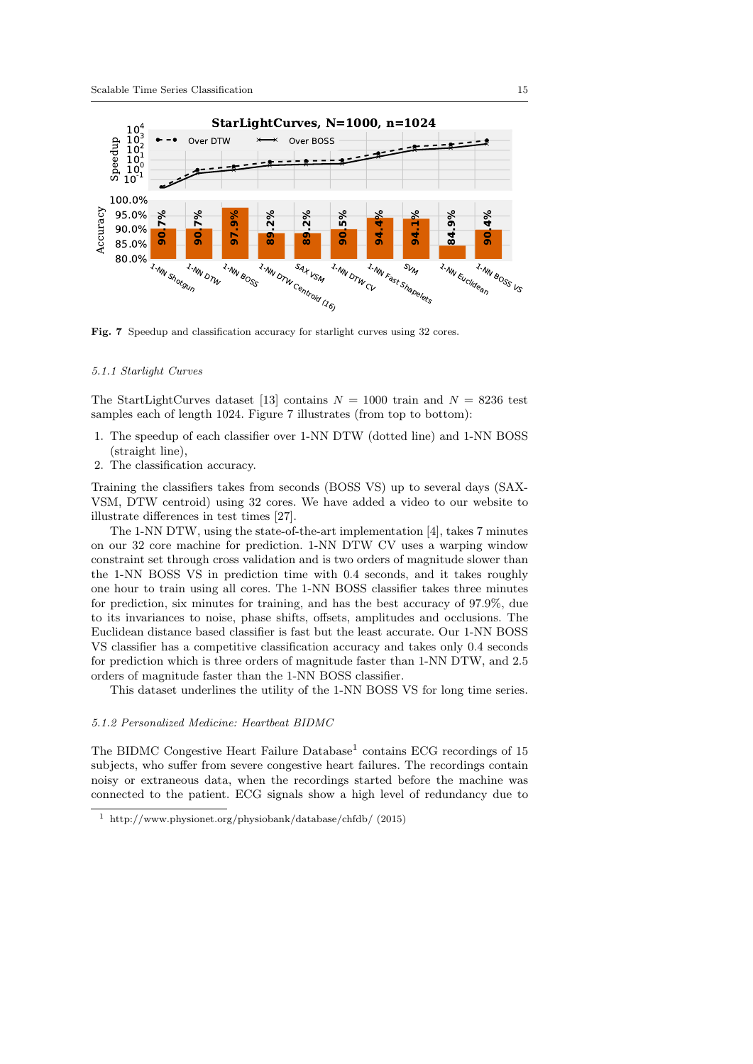**Fig. 7** Speedup and classification accuracy for starlight curves using 32 cores.

#### 5.1.1 Starlight Curves

The StartLightCurves dataset [13] contains $N = 1000$ train and $N = 8236$ test samples each of length 1024. Figure 7 illustrates (from top to bottom):

1. The speedup of each classifier over 1-NN DTW (dotted line) and 1-NN BOSS (straight line),
2. The classification accuracy.

Training the classifiers takes from seconds (BOSS VS) up to several days (SAX-VSM, DTW centroid) using 32 cores. We have added a video to our website to illustrate differences in test times [27].

The 1-NN DTW, using the state-of-the-art implementation [4], takes 7 minutes on our 32 core machine for prediction. 1-NN DTW CV uses a warping window constraint set through cross validation and is two orders of magnitude slower than the 1-NN BOSS VS in prediction time with 0.4 seconds, and it takes roughly one hour to train using all cores. The 1-NN BOSS classifier takes three minutes for prediction, six minutes for training, and has the best accuracy of 97.9%, due to its invariances to noise, phase shifts, offsets, amplitudes and occlusions. The Euclidean distance based classifier is fast but the least accurate. Our 1-NN BOSS VS classifier has a competitive classification accuracy and takes only 0.4 seconds for prediction which is three orders of magnitude faster than 1-NN DTW, and 2.5 orders of magnitude faster than the 1-NN BOSS classifier.

This dataset underlines the utility of the 1-NN BOSS VS for long time series.

#### 5.1.2 Personalized Medicine: Heartbeat BIDMC

The BIDMC Congestive Heart Failure Database[1] contains ECG recordings of 15 subjects, who suffer from severe congestive heart failures. The recordings contain noisy or extraneous data, when the recordings started before the machine was connected to the patient. ECG signals show a high level of redundancy due to

[1] http://www.physionet.org/physiobank/database/chfdb/ (2015)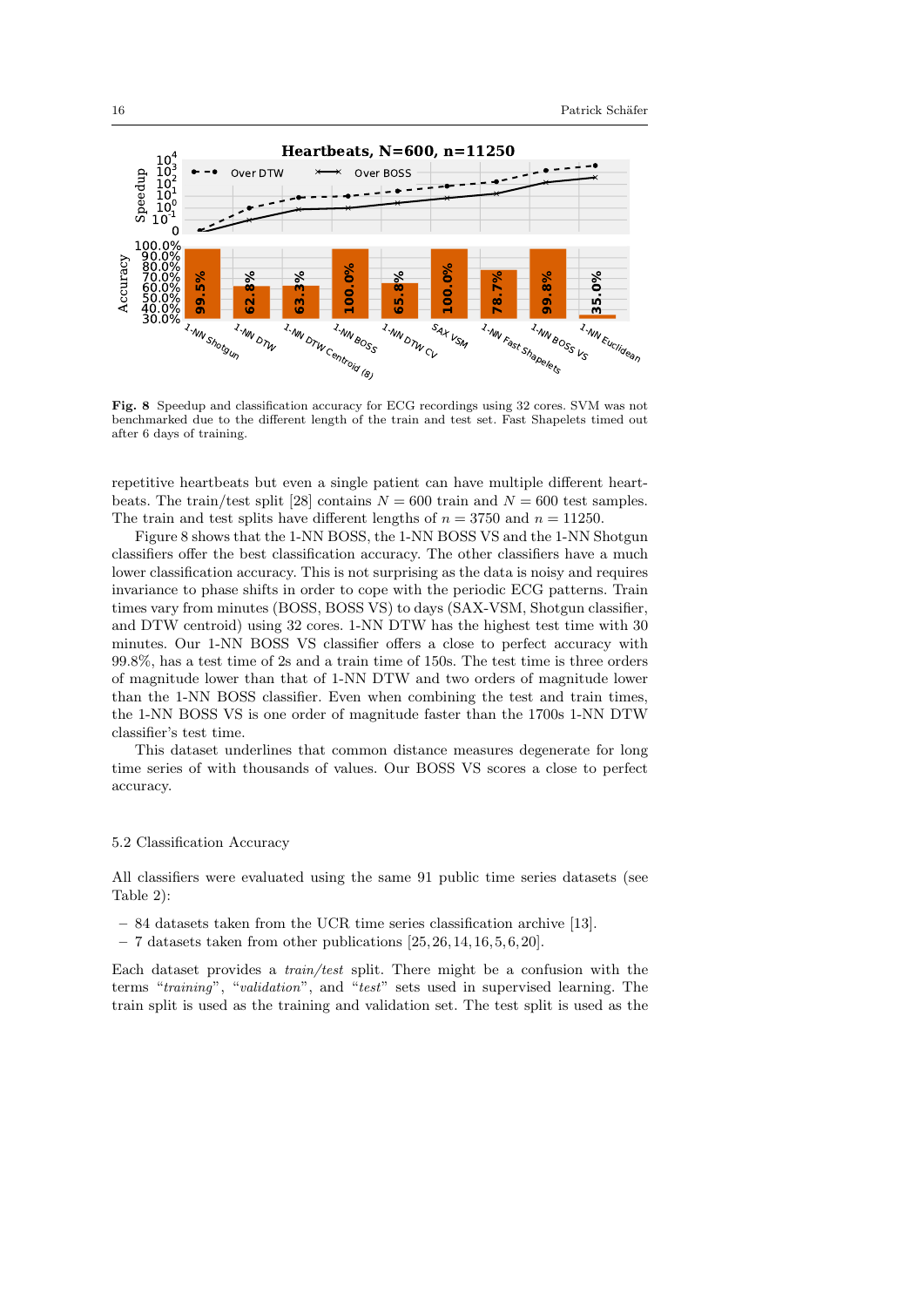**Fig. 8** Speedup and classification accuracy for ECG recordings using 32 cores. SVM was not benchmarked due to the different length of the train and test set. Fast Shapelets timed out after 6 days of training.

repetitive heartbeats but even a single patient can have multiple different heartbeats. The train/test split [28] contains $N = 600$ train and $N = 600$ test samples. The train and test splits have different lengths of $n = 3750$ and $n = 11250$.

Figure 8 shows that the 1-NN BOSS, the 1-NN BOSS VS and the 1-NN Shotgun classifiers offer the best classification accuracy. The other classifiers have a much lower classification accuracy. This is not surprising as the data is noisy and requires invariance to phase shifts in order to cope with the periodic ECG patterns. Train times vary from minutes (BOSS, BOSS VS) to days (SAX-VSM, Shotgun classifier, and DTW centroid) using 32 cores. 1-NN DTW has the highest test time with 30 minutes. Our 1-NN BOSS VS classifier offers a close to perfect accuracy with 99.8%, has a test time of 2s and a train time of 150s. The test time is three orders of magnitude lower than that of 1-NN DTW and two orders of magnitude lower than the 1-NN BOSS classifier. Even when combining the test and train times, the 1-NN BOSS VS is one order of magnitude faster than the 1700s 1-NN DTW classifier's test time.

This dataset underlines that common distance measures degenerate for long time series of with thousands of values. Our BOSS VS scores a close to perfect accuracy.

### 5.2 Classification Accuracy

All classifiers were evaluated using the same 91 public time series datasets (see Table 2):

– 84 datasets taken from the UCR time series classification archive [13].
– 7 datasets taken from other publications [25, 26, 14, 16, 5, 6, 20].

Each dataset provides a *train/test* split. There might be a confusion with the terms "*training*", "*validation*", and "*test*" sets used in supervised learning. The train split is used as the training and validation set. The test split is used as the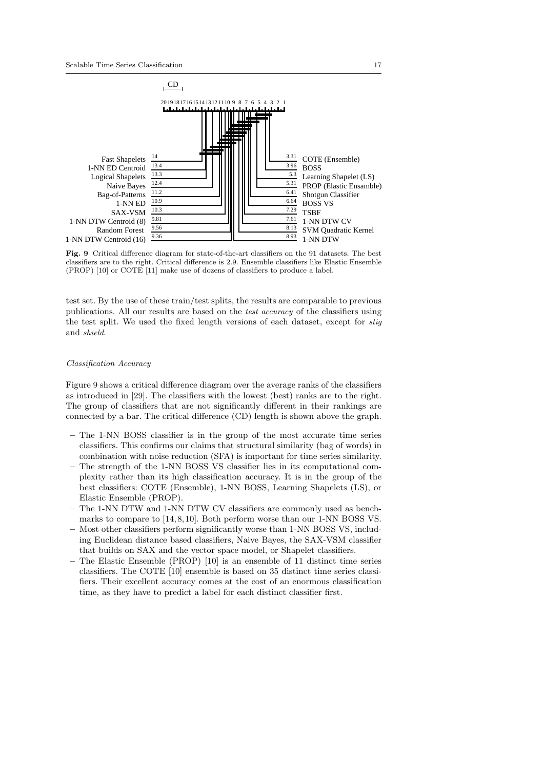Fig. 9 Critical difference diagram for state-of-the-art classifiers on the 91 datasets. The best classifiers are to the right. Critical difference is 2.9. Ensemble classifiers like Elastic Ensemble (PROP) [10] or COTE [11] make use of dozens of classifiers to produce a label.

test set. By the use of these train/test splits, the results are comparable to previous publications. All our results are based on the *test accuracy* of the classifiers using the test split. We used the fixed length versions of each dataset, except for *stig* and *shield*.

*Classification Accuracy*

Figure 9 shows a critical difference diagram over the average ranks of the classifiers as introduced in [29]. The classifiers with the lowest (best) ranks are to the right. The group of classifiers that are not significantly different in their rankings are connected by a bar. The critical difference (CD) length is shown above the graph.

- The 1-NN BOSS classifier is in the group of the most accurate time series classifiers. This confirms our claims that structural similarity (bag of words) in combination with noise reduction (SFA) is important for time series similarity.
- The strength of the 1-NN BOSS VS classifier lies in its computational complexity rather than its high classification accuracy. It is in the group of the best classifiers: COTE (Ensemble), 1-NN BOSS, Learning Shapelets (LS), or Elastic Ensemble (PROP).
- The 1-NN DTW and 1-NN DTW CV classifiers are commonly used as benchmarks to compare to [14, 8, 10]. Both perform worse than our 1-NN BOSS VS.
- Most other classifiers perform significantly worse than 1-NN BOSS VS, including Euclidean distance based classifiers, Naive Bayes, the SAX-VSM classifier that builds on SAX and the vector space model, or Shapelet classifiers.
- The Elastic Ensemble (PROP) [10] is an ensemble of 11 distinct time series classifiers. The COTE [10] ensemble is based on 35 distinct time series classifiers. Their excellent accuracy comes at the cost of an enormous classification time, as they have to predict a label for each distinct classifier first.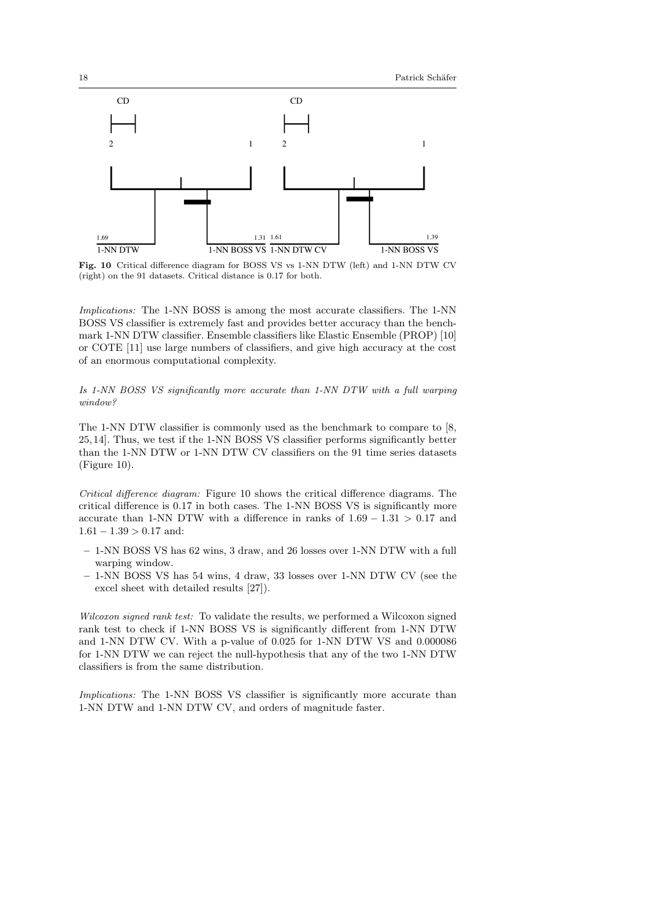Fig. 10 Critical difference diagram for BOSS VS vs 1-NN DTW (left) and 1-NN DTW CV (right) on the 91 datasets. Critical distance is 0.17 for both.

*Implications:* The 1-NN BOSS is among the most accurate classifiers. The 1-NN BOSS VS classifier is extremely fast and provides better accuracy than the benchmark 1-NN DTW classifier. Ensemble classifiers like Elastic Ensemble (PROP) [10] or COTE [11] use large numbers of classifiers, and give high accuracy at the cost of an enormous computational complexity.

*Is 1-NN BOSS VS significantly more accurate than 1-NN DTW with a full warping window?*

The 1-NN DTW classifier is commonly used as the benchmark to compare to [8, 25, 14]. Thus, we test if the 1-NN BOSS VS classifier performs significantly better than the 1-NN DTW or 1-NN DTW CV classifiers on the 91 time series datasets (Figure 10).

*Critical difference diagram:* Figure 10 shows the critical difference diagrams. The critical difference is 0.17 in both cases. The 1-NN BOSS VS is significantly more accurate than 1-NN DTW with a difference in ranks of $1.69 - 1.31 > 0.17$ and $1.61 - 1.39 > 0.17$ and:

- 1-NN BOSS VS has 62 wins, 3 draw, and 26 losses over 1-NN DTW with a full warping window.
- 1-NN BOSS VS has 54 wins, 4 draw, 33 losses over 1-NN DTW CV (see the excel sheet with detailed results [27]).

*Wilcoxon signed rank test:* To validate the results, we performed a Wilcoxon signed rank test to check if 1-NN BOSS VS is significantly different from 1-NN DTW and 1-NN DTW CV. With a p-value of 0.025 for 1-NN DTW VS and 0.000086 for 1-NN DTW we can reject the null-hypothesis that any of the two 1-NN DTW classifiers is from the same distribution.

*Implications:* The 1-NN BOSS VS classifier is significantly more accurate than 1-NN DTW and 1-NN DTW CV, and orders of magnitude faster.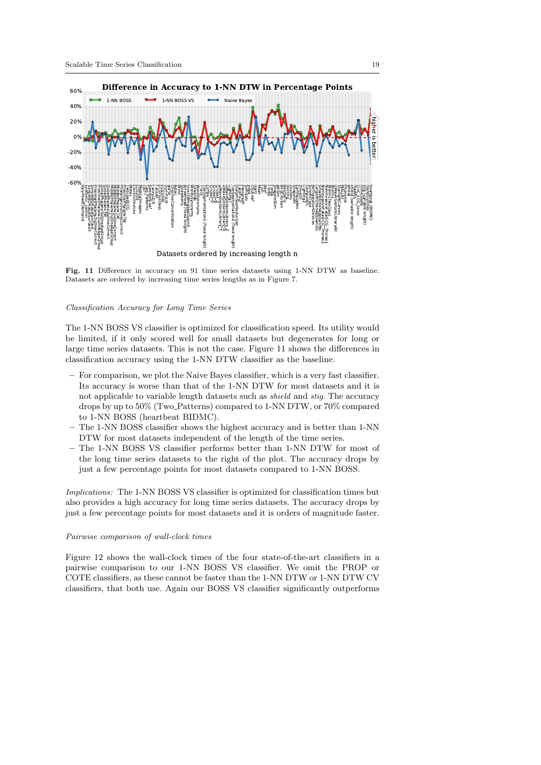**Fig. 11** Difference in accuracy on 91 time series datasets using 1-NN DTW as baseline. Datasets are ordered by increasing time series lengths as in Figure 7.

*Classification Accuracy for Long Time Series*

The 1-NN BOSS VS classifier is optimized for classification speed. Its utility would be limited, if it only scored well for small datasets but degenerates for long or large time series datasets. This is not the case. Figure 11 shows the differences in classification accuracy using the 1-NN DTW classifier as the baseline.

- For comparison, we plot the Naive Bayes classifier, which is a very fast classifier. Its accuracy is worse than that of the 1-NN DTW for most datasets and it is not applicable to variable length datasets such as *shield* and *stig*. The accuracy drops by up to 50% (Two_Patterns) compared to 1-NN DTW, or 70% compared to 1-NN BOSS (heartbeat BIDMC).
- The 1-NN BOSS classifier shows the highest accuracy and is better than 1-NN DTW for most datasets independent of the length of the time series.
- The 1-NN BOSS VS classifier performs better than 1-NN DTW for most of the long time series datasets to the right of the plot. The accuracy drops by just a few percentage points for most datasets compared to 1-NN BOSS.

*Implications:* The 1-NN BOSS VS classifier is optimized for classification times but also provides a high accuracy for long time series datasets. The accuracy drops by just a few percentage points for most datasets and it is orders of magnitude faster.

*Pairwise comparison of wall-clock times*

Figure 12 shows the wall-clock times of the four state-of-the-art classifiers in a pairwise comparison to our 1-NN BOSS VS classifier. We omit the PROP or COTE classifiers, as these cannot be faster than the 1-NN DTW or 1-NN DTW CV classifiers, that both use. Again our BOSS VS classifier significantly outperforms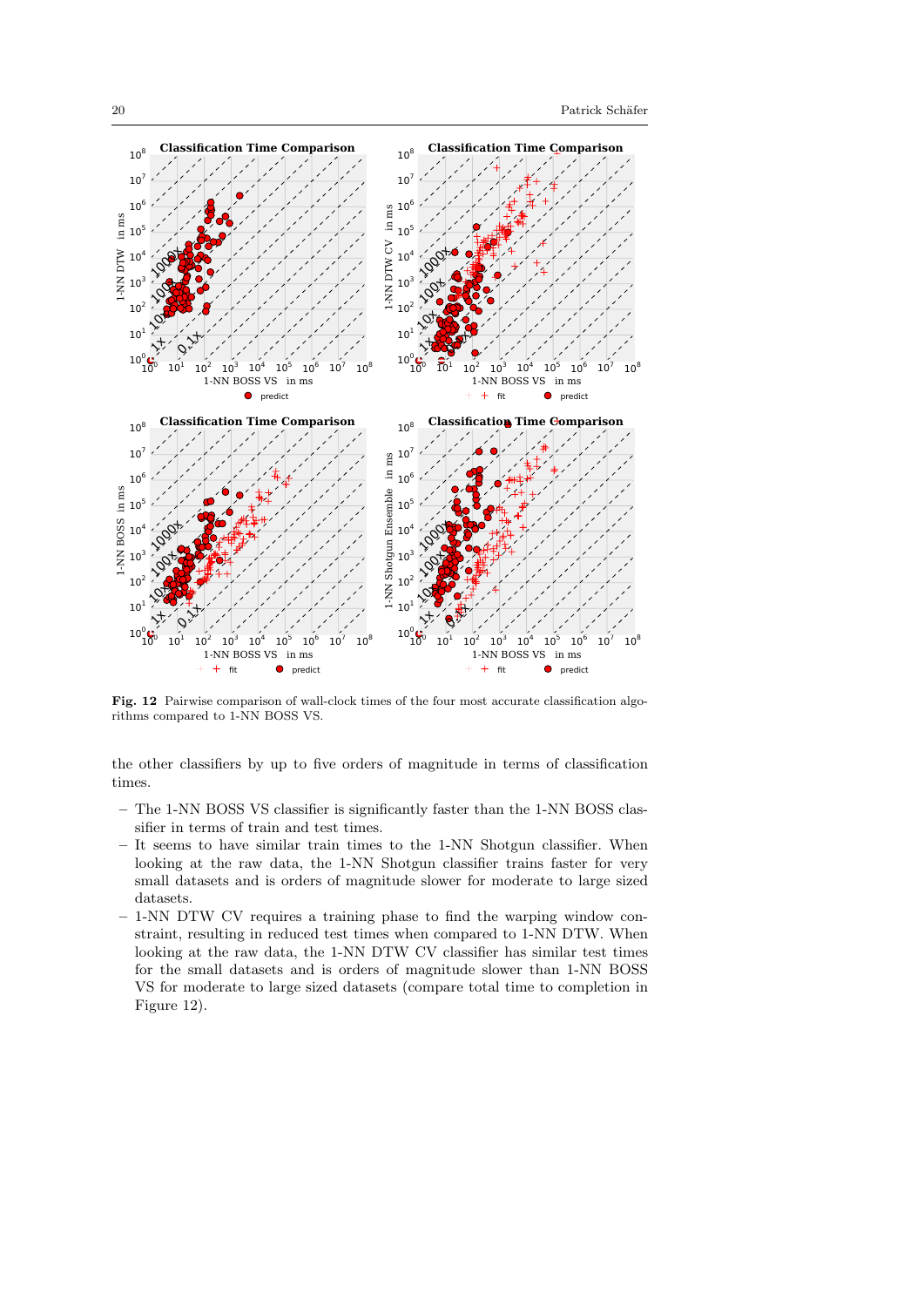**Fig. 12** Pairwise comparison of wall-clock times of the four most accurate classification algorithms compared to 1-NN BOSS VS.

the other classifiers by up to five orders of magnitude in terms of classification times.

- The 1-NN BOSS VS classifier is significantly faster than the 1-NN BOSS classifier in terms of train and test times.
- It seems to have similar train times to the 1-NN Shotgun classifier. When looking at the raw data, the 1-NN Shotgun classifier trains faster for very small datasets and is orders of magnitude slower for moderate to large sized datasets.
- 1-NN DTW CV requires a training phase to find the warping window constraint, resulting in reduced test times when compared to 1-NN DTW. When looking at the raw data, the 1-NN DTW CV classifier has similar test times for the small datasets and is orders of magnitude slower than 1-NN BOSS VS for moderate to large sized datasets (compare total time to completion in Figure 12).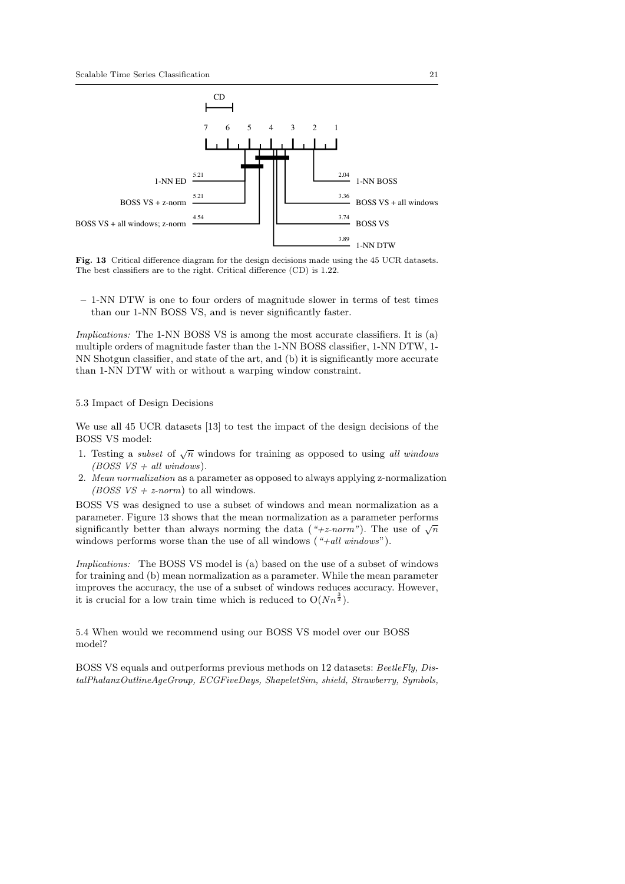Fig. 13 Critical difference diagram for the design decisions made using the 45 UCR datasets. The best classifiers are to the right. Critical difference (CD) is 1.22.

- 1-NN DTW is one to four orders of magnitude slower in terms of test times than our 1-NN BOSS VS, and is never significantly faster.

*Implications:* The 1-NN BOSS VS is among the most accurate classifiers. It is (a) multiple orders of magnitude faster than the 1-NN BOSS classifier, 1-NN DTW, 1-NN Shotgun classifier, and state of the art, and (b) it is significantly more accurate than 1-NN DTW with or without a warping window constraint.

### 5.3 Impact of Design Decisions

We use all 45 UCR datasets [13] to test the impact of the design decisions of the BOSS VS model:

1. Testing a *subset* of $\sqrt{n}$ windows for training as opposed to using *all windows (BOSS VS + all windows)*.
2. *Mean normalization* as a parameter as opposed to always applying z-normalization *(BOSS VS + z-norm)* to all windows.

BOSS VS was designed to use a subset of windows and mean normalization as a parameter. Figure 13 shows that the mean normalization as a parameter performs significantly better than always norming the data (*"+z-norm"*). The use of $\sqrt{n}$ windows performs worse than the use of all windows (*"+all windows"*).

*Implications:* The BOSS VS model is (a) based on the use of a subset of windows for training and (b) mean normalization as a parameter. While the mean parameter improves the accuracy, the use of a subset of windows reduces accuracy. However, it is crucial for a low train time which is reduced to $O(Nn^{\frac{3}{2}})$.

### 5.4 When would we recommend using our BOSS VS model over our BOSS model?

BOSS VS equals and outperforms previous methods on 12 datasets: *BeetleFly, DistalPhalanxOutlineAgeGroup, ECGFiveDays, ShapeletSim, shield, Strawberry, Symbols,*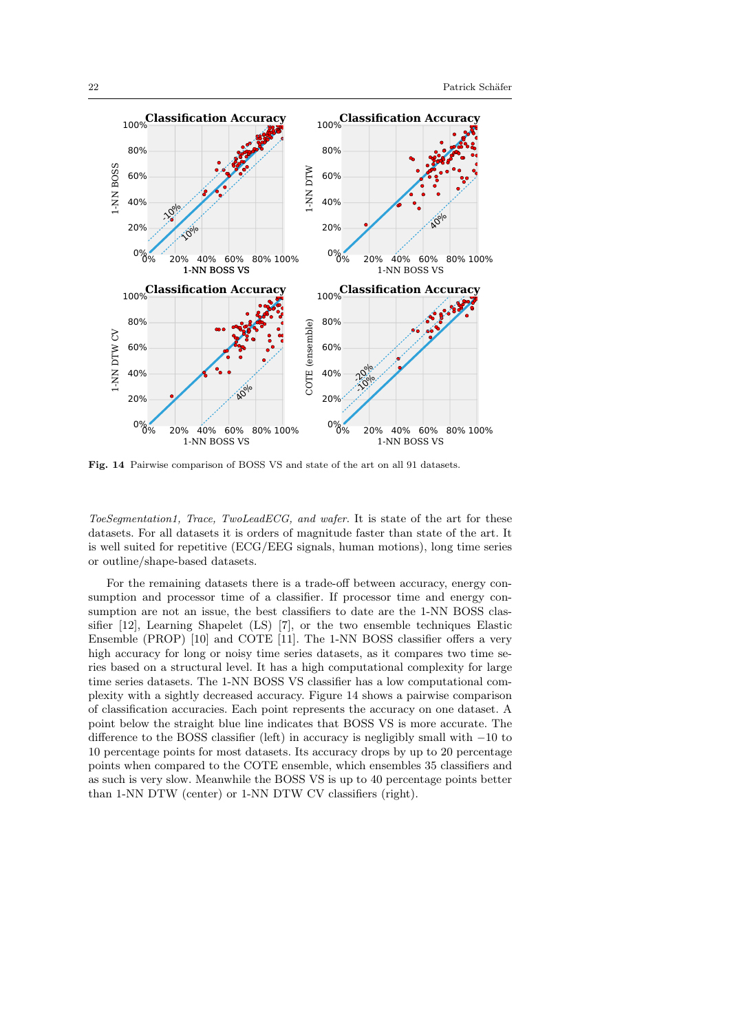**Fig. 14** Pairwise comparison of BOSS VS and state of the art on all 91 datasets.

*ToeSegmentation1, Trace, TwoLeadECG, and wafer.* It is state of the art for these datasets. For all datasets it is orders of magnitude faster than state of the art. It is well suited for repetitive (ECG/EEG signals, human motions), long time series or outline/shape-based datasets.

For the remaining datasets there is a trade-off between accuracy, energy consumption and processor time of a classifier. If processor time and energy consumption are not an issue, the best classifiers to date are the 1-NN BOSS classifier [12], Learning Shapelet (LS) [7], or the two ensemble techniques Elastic Ensemble (PROP) [10] and COTE [11]. The 1-NN BOSS classifier offers a very high accuracy for long or noisy time series datasets, as it compares two time series based on a structural level. It has a high computational complexity for large time series datasets. The 1-NN BOSS VS classifier has a low computational complexity with a sightly decreased accuracy. Figure 14 shows a pairwise comparison of classification accuracies. Each point represents the accuracy on one dataset. A point below the straight blue line indicates that BOSS VS is more accurate. The difference to the BOSS classifier (left) in accuracy is negligibly small with $-10$ to 10 percentage points for most datasets. Its accuracy drops by up to 20 percentage points when compared to the COTE ensemble, which ensembles 35 classifiers and as such is very slow. Meanwhile the BOSS VS is up to 40 percentage points better than 1-NN DTW (center) or 1-NN DTW CV classifiers (right).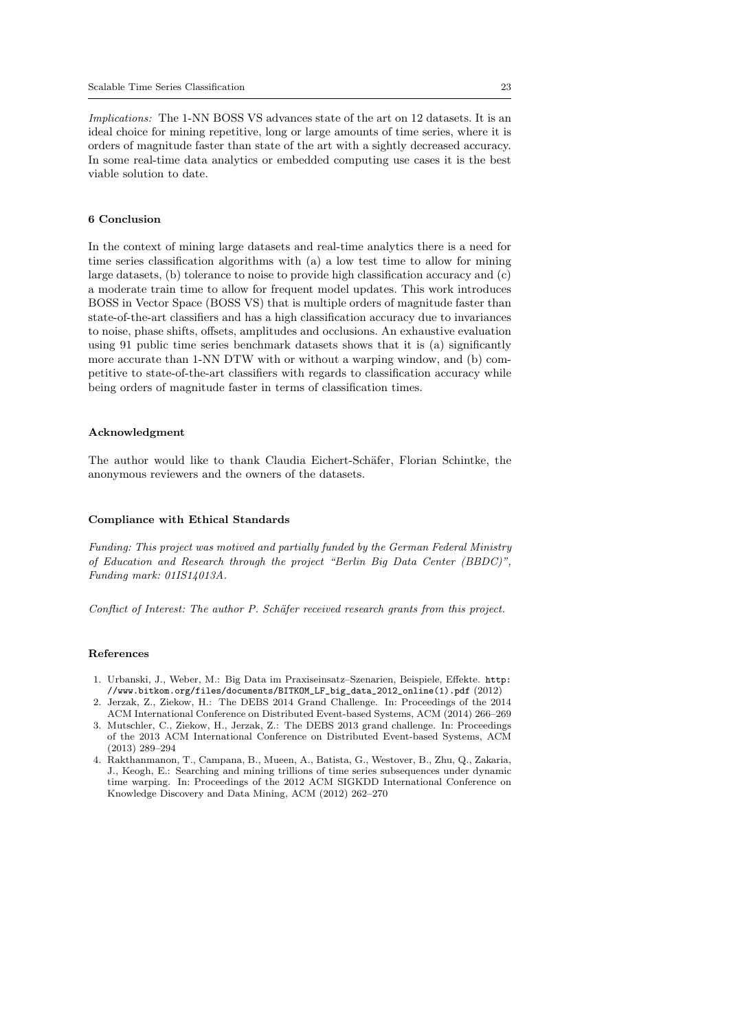*Implications:* The 1-NN BOSS VS advances state of the art on 12 datasets. It is an ideal choice for mining repetitive, long or large amounts of time series, where it is orders of magnitude faster than state of the art with a sightly decreased accuracy. In some real-time data analytics or embedded computing use cases it is the best viable solution to date.

## 6 Conclusion

In the context of mining large datasets and real-time analytics there is a need for time series classification algorithms with (a) a low test time to allow for mining large datasets, (b) tolerance to noise to provide high classification accuracy and (c) a moderate train time to allow for frequent model updates. This work introduces BOSS in Vector Space (BOSS VS) that is multiple orders of magnitude faster than state-of-the-art classifiers and has a high classification accuracy due to invariances to noise, phase shifts, offsets, amplitudes and occlusions. An exhaustive evaluation using 91 public time series benchmark datasets shows that it is (a) significantly more accurate than 1-NN DTW with or without a warping window, and (b) competitive to state-of-the-art classifiers with regards to classification accuracy while being orders of magnitude faster in terms of classification times.

## Acknowledgment

The author would like to thank Claudia Eichert-Schäfer, Florian Schintke, the anonymous reviewers and the owners of the datasets.

## Compliance with Ethical Standards

*Funding: This project was motived and partially funded by the German Federal Ministry of Education and Research through the project "Berlin Big Data Center (BBDC)", Funding mark: 01IS14013A.*

*Conflict of Interest: The author P. Schäfer received research grants from this project.*

## References

1. Urbanski, J., Weber, M.: Big Data im Praxiseinsatz–Szenarien, Beispiele, Effekte. `http://www.bitkom.org/files/documents/BITKOM_LF_big_data_2012_online(1).pdf` (2012)
2. Jerzak, Z., Ziekow, H.: The DEBS 2014 Grand Challenge. In: Proceedings of the 2014 ACM International Conference on Distributed Event-based Systems, ACM (2014) 266–269
3. Mutschler, C., Ziekow, H., Jerzak, Z.: The DEBS 2013 grand challenge. In: Proceedings of the 2013 ACM International Conference on Distributed Event-based Systems, ACM (2013) 289–294
4. Rakthanmanon, T., Campana, B., Mueen, A., Batista, G., Westover, B., Zhu, Q., Zakaria, J., Keogh, E.: Searching and mining trillions of time series subsequences under dynamic time warping. In: Proceedings of the 2012 ACM SIGKDD International Conference on Knowledge Discovery and Data Mining, ACM (2012) 262–270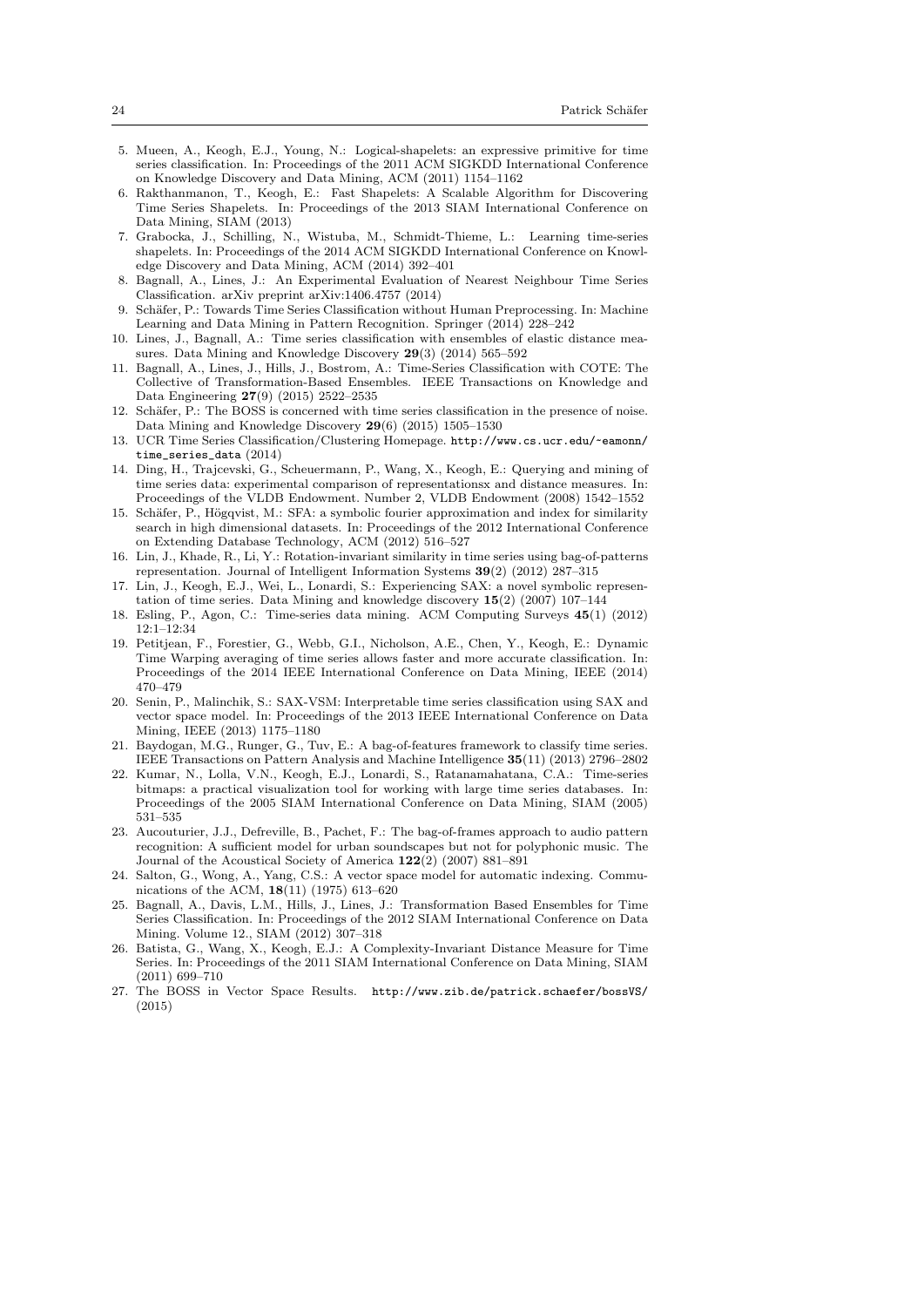5. Mueen, A., Keogh, E.J., Young, N.: Logical-shapelets: an expressive primitive for time series classification. In: Proceedings of the 2011 ACM SIGKDD International Conference on Knowledge Discovery and Data Mining, ACM (2011) 1154–1162
6. Rakthanmanon, T., Keogh, E.: Fast Shapelets: A Scalable Algorithm for Discovering Time Series Shapelets. In: Proceedings of the 2013 SIAM International Conference on Data Mining, SIAM (2013)
7. Grabocka, J., Schilling, N., Wistuba, M., Schmidt-Thieme, L.: Learning time-series shapelets. In: Proceedings of the 2014 ACM SIGKDD International Conference on Knowledge Discovery and Data Mining, ACM (2014) 392–401
8. Bagnall, A., Lines, J.: An Experimental Evaluation of Nearest Neighbour Time Series Classification. arXiv preprint arXiv:1406.4757 (2014)
9. Schäfer, P.: Towards Time Series Classification without Human Preprocessing. In: Machine Learning and Data Mining in Pattern Recognition. Springer (2014) 228–242
10. Lines, J., Bagnall, A.: Time series classification with ensembles of elastic distance measures. Data Mining and Knowledge Discovery **29**(3) (2014) 565–592
11. Bagnall, A., Lines, J., Hills, J., Bostrom, A.: Time-Series Classification with COTE: The Collective of Transformation-Based Ensembles. IEEE Transactions on Knowledge and Data Engineering **27**(9) (2015) 2522–2535
12. Schäfer, P.: The BOSS is concerned with time series classification in the presence of noise. Data Mining and Knowledge Discovery **29**(6) (2015) 1505–1530
13. UCR Time Series Classification/Clustering Homepage. `http://www.cs.ucr.edu/~eamonn/time_series_data` (2014)
14. Ding, H., Trajcevski, G., Scheuermann, P., Wang, X., Keogh, E.: Querying and mining of time series data: experimental comparison of representationsx and distance measures. In: Proceedings of the VLDB Endowment. Number 2, VLDB Endowment (2008) 1542–1552
15. Schäfer, P., Högqvist, M.: SFA: a symbolic fourier approximation and index for similarity search in high dimensional datasets. In: Proceedings of the 2012 International Conference on Extending Database Technology, ACM (2012) 516–527
16. Lin, J., Khade, R., Li, Y.: Rotation-invariant similarity in time series using bag-of-patterns representation. Journal of Intelligent Information Systems **39**(2) (2012) 287–315
17. Lin, J., Keogh, E.J., Wei, L., Lonardi, S.: Experiencing SAX: a novel symbolic representation of time series. Data Mining and knowledge discovery **15**(2) (2007) 107–144
18. Esling, P., Agon, C.: Time-series data mining. ACM Computing Surveys **45**(1) (2012) 12:1–12:34
19. Petitjean, F., Forestier, G., Webb, G.I., Nicholson, A.E., Chen, Y., Keogh, E.: Dynamic Time Warping averaging of time series allows faster and more accurate classification. In: Proceedings of the 2014 IEEE International Conference on Data Mining, IEEE (2014) 470–479
20. Senin, P., Malinchik, S.: SAX-VSM: Interpretable time series classification using SAX and vector space model. In: Proceedings of the 2013 IEEE International Conference on Data Mining, IEEE (2013) 1175–1180
21. Baydogan, M.G., Runger, G., Tuv, E.: A bag-of-features framework to classify time series. IEEE Transactions on Pattern Analysis and Machine Intelligence **35**(11) (2013) 2796–2802
22. Kumar, N., Lolla, V.N., Keogh, E.J., Lonardi, S., Ratanamahatana, C.A.: Time-series bitmaps: a practical visualization tool for working with large time series databases. In: Proceedings of the 2005 SIAM International Conference on Data Mining, SIAM (2005) 531–535
23. Aucouturier, J.J., Defreville, B., Pachet, F.: The bag-of-frames approach to audio pattern recognition: A sufficient model for urban soundscapes but not for polyphonic music. The Journal of the Acoustical Society of America **122**(2) (2007) 881–891
24. Salton, G., Wong, A., Yang, C.S.: A vector space model for automatic indexing. Communications of the ACM, **18**(11) (1975) 613–620
25. Bagnall, A., Davis, L.M., Hills, J., Lines, J.: Transformation Based Ensembles for Time Series Classification. In: Proceedings of the 2012 SIAM International Conference on Data Mining. Volume 12., SIAM (2012) 307–318
26. Batista, G., Wang, X., Keogh, E.J.: A Complexity-Invariant Distance Measure for Time Series. In: Proceedings of the 2011 SIAM International Conference on Data Mining, SIAM (2011) 699–710
27. The BOSS in Vector Space Results. `http://www.zib.de/patrick.schaefer/bossVS/` (2015)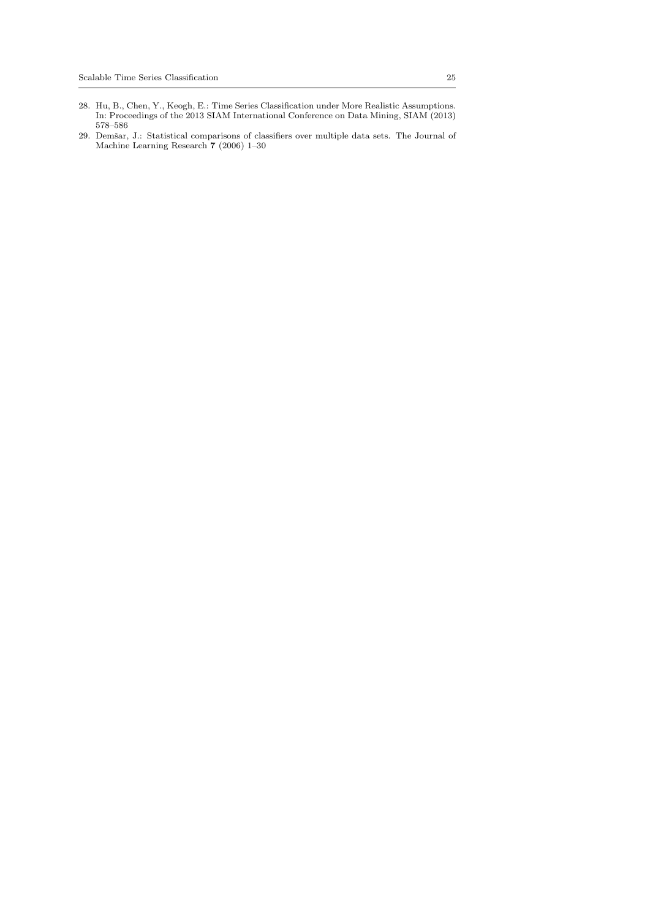28. Hu, B., Chen, Y., Keogh, E.: Time Series Classification under More Realistic Assumptions. In: Proceedings of the 2013 SIAM International Conference on Data Mining, SIAM (2013) 578–586
29. Demšar, J.: Statistical comparisons of classifiers over multiple data sets. The Journal of Machine Learning Research **7** (2006) 1–30